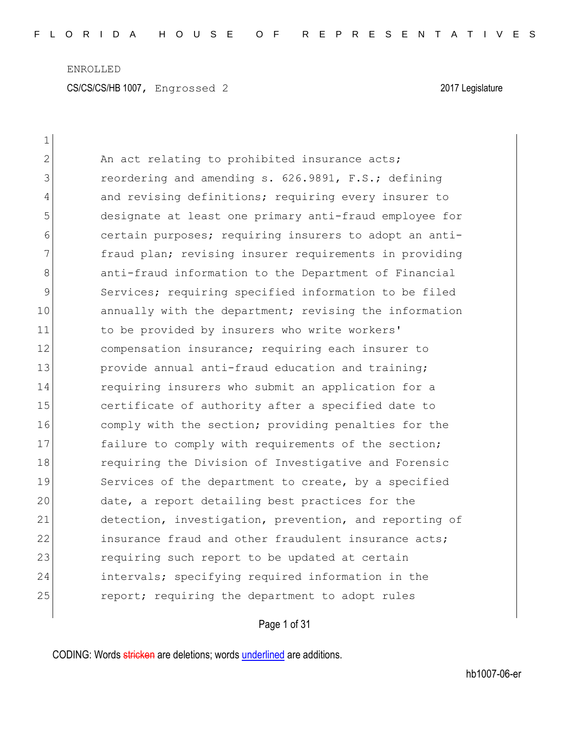ENROLLED

CS/CS/CS/HB 1007, Engrossed 2 2017 Legislature

1
2 An act relating to prohibited insurance acts;
3 reordering and amending s. 626.9891, F.S.; defining
4 and revising definitions; requiring every insurer to
5 designate at least one primary anti-fraud employee for
6 certain purposes; requiring insurers to adopt an anti-
7 fraud plan; revising insurer requirements in providing
8 anti-fraud information to the Department of Financial
9 Services; requiring specified information to be filed
10 annually with the department; revising the information
11 to be provided by insurers who write workers'
12 compensation insurance; requiring each insurer to
13 provide annual anti-fraud education and training;
14 requiring insurers who submit an application for a
15 certificate of authority after a specified date to
16 comply with the section; providing penalties for the
17 failure to comply with requirements of the section;
18 requiring the Division of Investigative and Forensic
19 Services of the department to create, by a specified
20 date, a report detailing best practices for the
21 detection, investigation, prevention, and reporting of
22 insurance fraud and other fraudulent insurance acts;
23 requiring such report to be updated at certain
24 intervals; specifying required information in the
25 report; requiring the department to adopt rules

CODING: Words stricken are deletions; words underlined are additions.

hb1007-06-er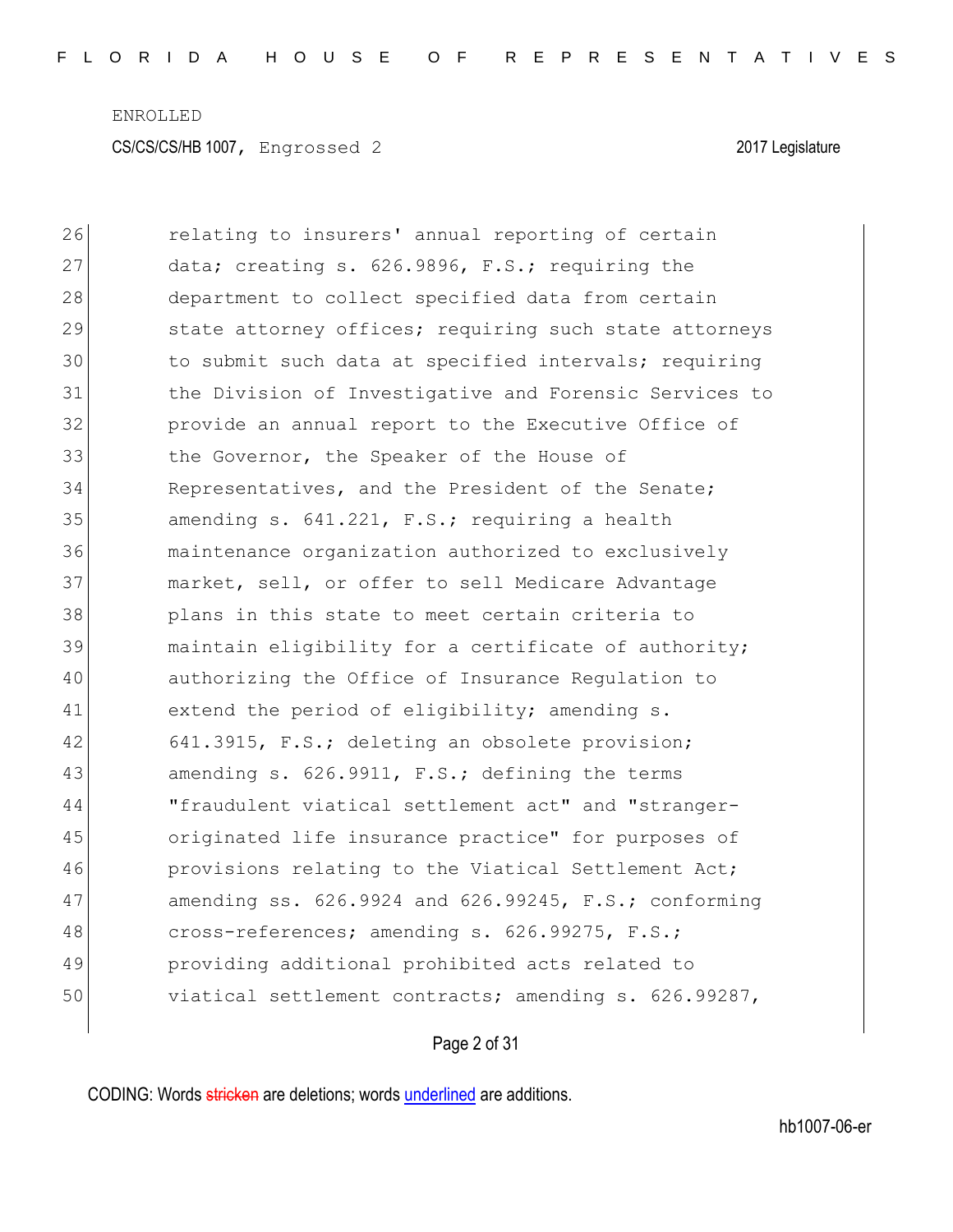26 relating to insurers' annual reporting of certain
27 data; creating s. 626.9896, F.S.; requiring the
28 department to collect specified data from certain
29 state attorney offices; requiring such state attorneys
30 to submit such data at specified intervals; requiring
31 the Division of Investigative and Forensic Services to
32 provide an annual report to the Executive Office of
33 the Governor, the Speaker of the House of
34 Representatives, and the President of the Senate;
35 amending s. 641.221, F.S.; requiring a health
36 maintenance organization authorized to exclusively
37 market, sell, or offer to sell Medicare Advantage
38 plans in this state to meet certain criteria to
39 maintain eligibility for a certificate of authority;
40 authorizing the Office of Insurance Regulation to
41 extend the period of eligibility; amending s.
42 641.3915, F.S.; deleting an obsolete provision;
43 amending s. 626.9911, F.S.; defining the terms
44 "fraudulent viatical settlement act" and "stranger-
45 originated life insurance practice" for purposes of
46 provisions relating to the Viatical Settlement Act;
47 amending ss. 626.9924 and 626.99245, F.S.; conforming
48 cross-references; amending s. 626.99275, F.S.;
49 providing additional prohibited acts related to
50 viatical settlement contracts; amending s. 626.99287,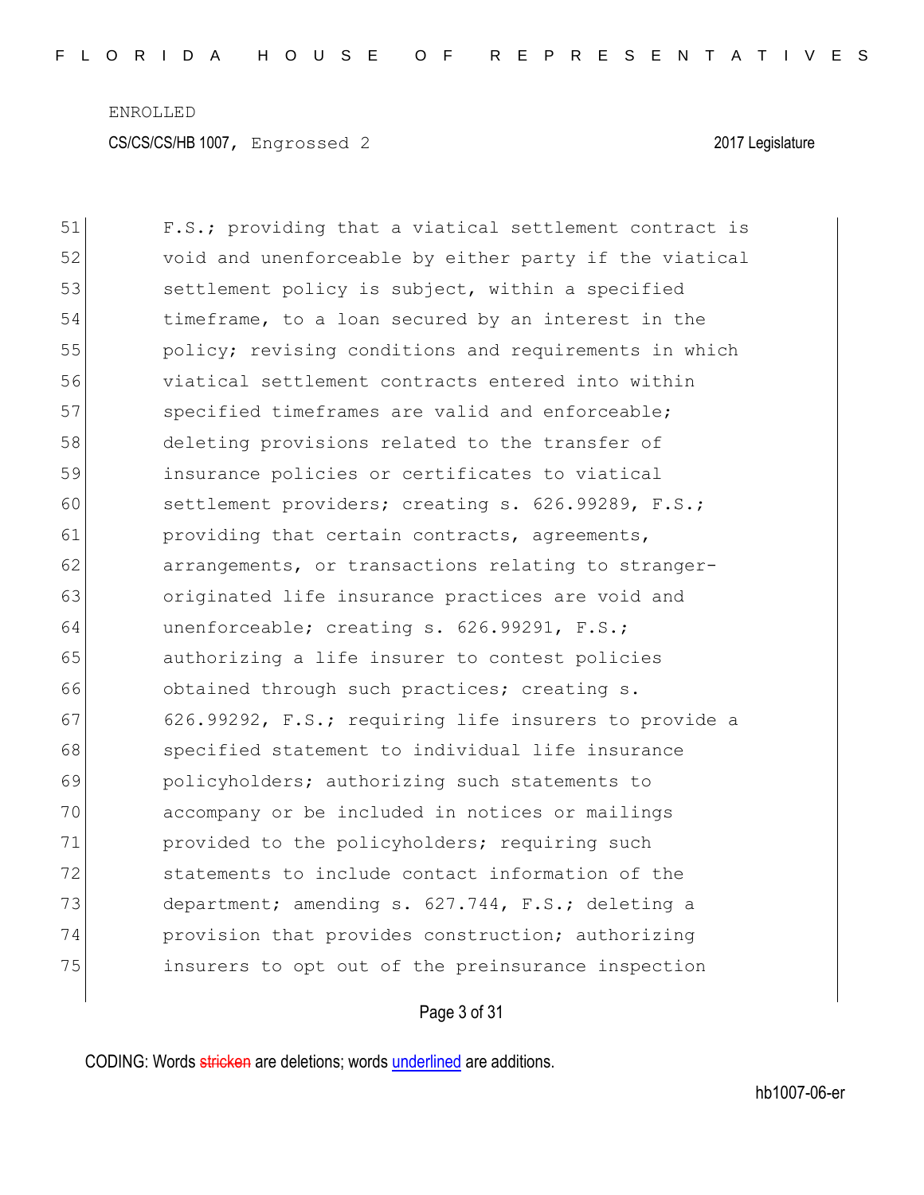F.S.; providing that a viatical settlement contract is void and unenforceable by either party if the viatical settlement policy is subject, within a specified timeframe, to a loan secured by an interest in the policy; revising conditions and requirements in which viatical settlement contracts entered into within specified timeframes are valid and enforceable; deleting provisions related to the transfer of insurance policies or certificates to viatical settlement providers; creating s. 626.99289, F.S.; providing that certain contracts, agreements, arrangements, or transactions relating to stranger-originated life insurance practices are void and unenforceable; creating s. 626.99291, F.S.; authorizing a life insurer to contest policies obtained through such practices; creating s. 626.99292, F.S.; requiring life insurers to provide a specified statement to individual life insurance policyholders; authorizing such statements to accompany or be included in notices or mailings provided to the policyholders; requiring such statements to include contact information of the department; amending s. 627.744, F.S.; deleting a provision that provides construction; authorizing insurers to opt out of the preinsurance inspection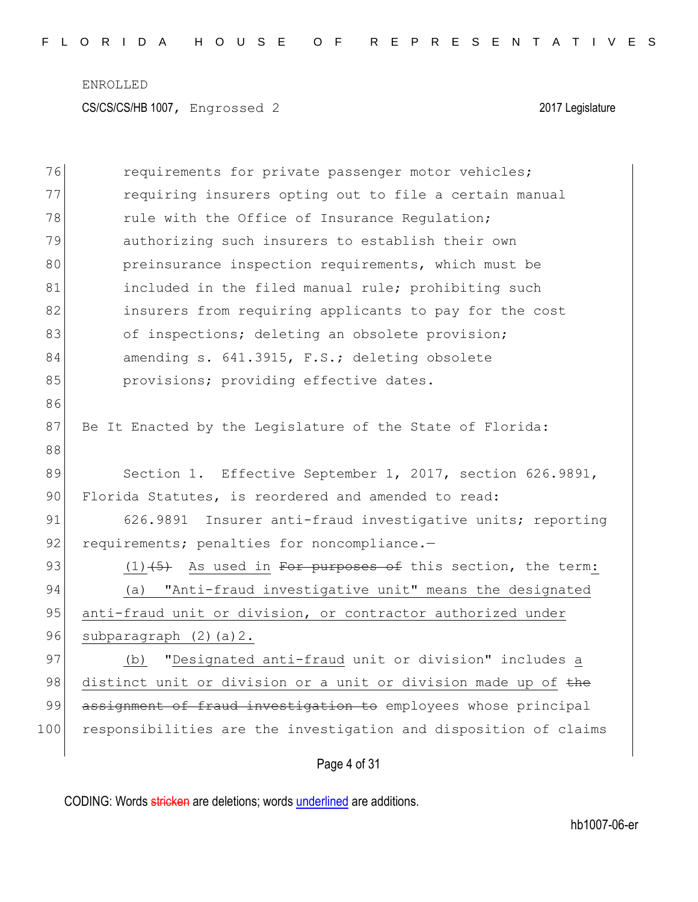requirements for private passenger motor vehicles; requiring insurers opting out to file a certain manual rule with the Office of Insurance Regulation; authorizing such insurers to establish their own preinsurance inspection requirements, which must be included in the filed manual rule; prohibiting such insurers from requiring applicants to pay for the cost of inspections; deleting an obsolete provision; amending s. 641.3915, F.S.; deleting obsolete provisions; providing effective dates.

Be It Enacted by the Legislature of the State of Florida:

Section 1. Effective September 1, 2017, section 626.9891, Florida Statutes, is reordered and amended to read:

626.9891 Insurer anti-fraud investigative units; reporting requirements; penalties for noncompliance.—

(1) ~~(5)~~ As used in ~~For purposes of~~ this section, the term:

(a) "Anti-fraud investigative unit" means the designated anti-fraud unit or division, or contractor authorized under subparagraph (2)(a)2.

(b) "Designated anti-fraud unit or division" includes a distinct unit or division or a unit or division made up of ~~the assignment of fraud investigation to~~ employees whose principal responsibilities are the investigation and disposition of claims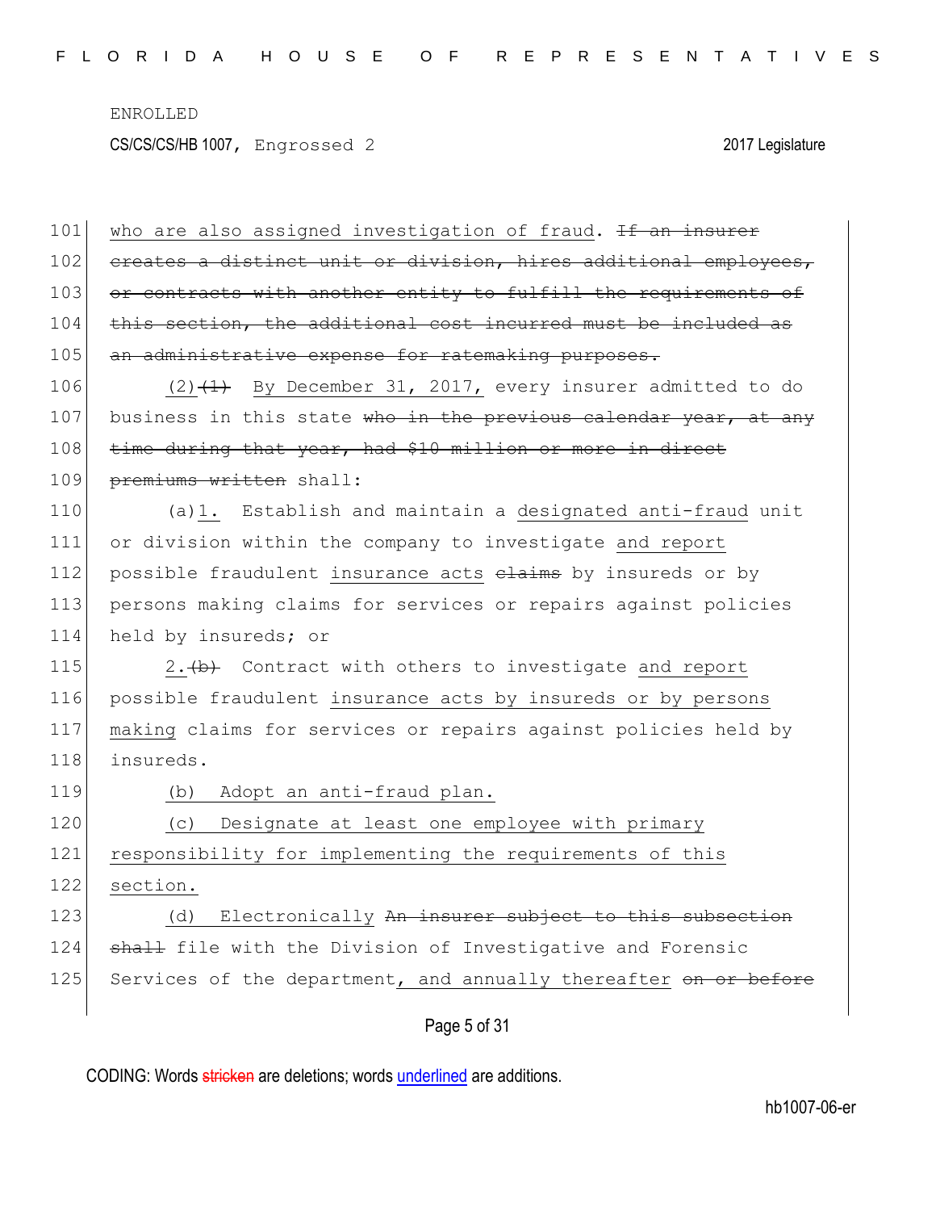who are also assigned investigation of fraud. ~~If an insurer creates a distinct unit or division, hires additional employees, or contracts with another entity to fulfill the requirements of this section, the additional cost incurred must be included as an administrative expense for ratemaking purposes.~~

<u>(2)</u>~~(1)~~ <u>By December 31, 2017,</u> every insurer admitted to do business in this state ~~who in the previous calendar year, at any time during that year, had $10 million or more in direct premiums written~~ shall:

(a)<u>1.</u> Establish and maintain a <u>designated anti-fraud</u> unit or division within the company to investigate <u>and report</u> possible fraudulent <u>insurance acts</u> ~~claims~~ by insureds or by persons making claims for services or repairs against policies held by insureds; or

<u>2.</u>~~(b)~~ Contract with others to investigate <u>and report</u> possible fraudulent <u>insurance acts by insureds or by persons making</u> claims for services or repairs against policies held by insureds.

<u>(b) Adopt an anti-fraud plan.</u>

<u>(c) Designate at least one employee with primary responsibility for implementing the requirements of this section.</u>

<u>(d) Electronically</u> ~~An insurer subject to this subsection shall~~ file with the Division of Investigative and Forensic Services of the department<u>, and annually thereafter</u> ~~on or before~~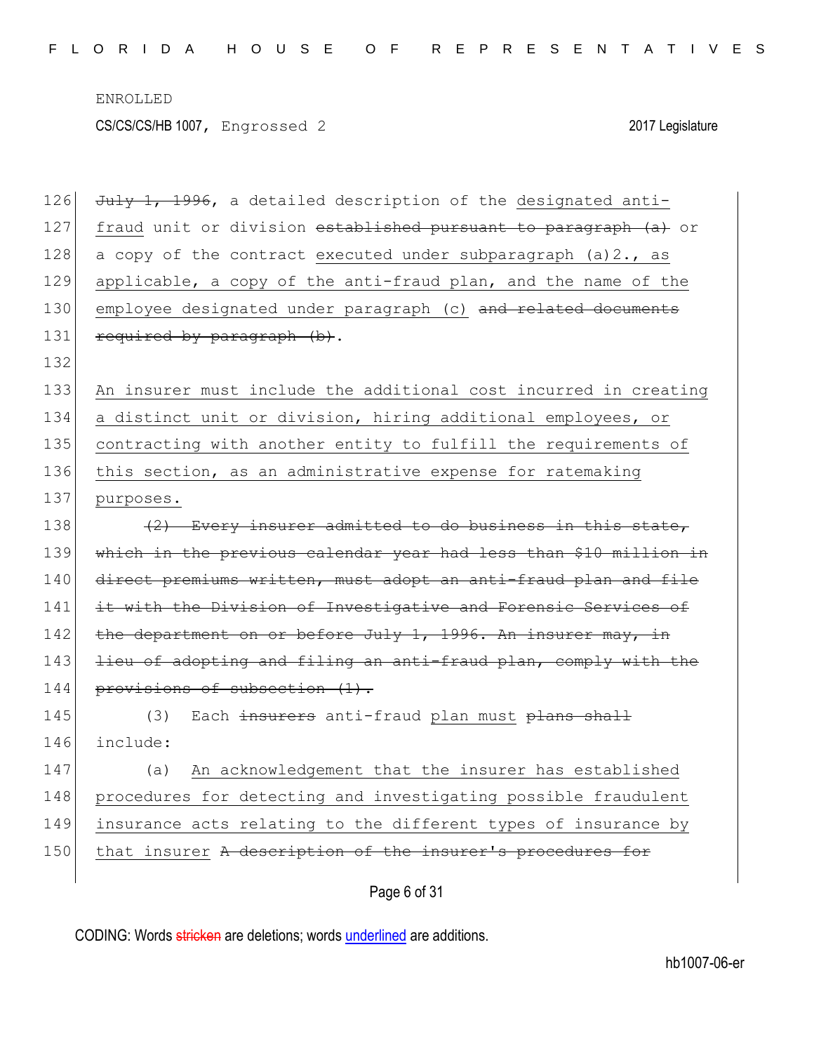ENROLLED

CS/CS/CS/HB 1007, Engrossed 2 2017 Legislature

126 ~~July 1, 1996~~, a detailed description of the <u>designated anti-</u>
127 <u>fraud</u> unit or division ~~established pursuant to paragraph (a)~~ or
128 a copy of the contract <u>executed under subparagraph (a)2., as</u>
129 <u>applicable, a copy of the anti-fraud plan, and the name of the</u>
130 <u>employee designated under paragraph (c)</u> ~~and related documents~~
131 ~~required by paragraph (b)~~.
132
133 <u>An insurer must include the additional cost incurred in creating</u>
134 <u>a distinct unit or division, hiring additional employees, or</u>
135 <u>contracting with another entity to fulfill the requirements of</u>
136 <u>this section, as an administrative expense for ratemaking</u>
137 <u>purposes.</u>
138 ~~(2) Every insurer admitted to do business in this state,~~
139 ~~which in the previous calendar year had less than $10 million in~~
140 ~~direct premiums written, must adopt an anti-fraud plan and file~~
141 ~~it with the Division of Investigative and Forensic Services of~~
142 ~~the department on or before July 1, 1996. An insurer may, in~~
143 ~~lieu of adopting and filing an anti-fraud plan, comply with the~~
144 ~~provisions of subsection (1).~~
145 (3) Each ~~insurers~~ anti-fraud <u>plan must</u> ~~plans shall~~
146 include:
147 (a) <u>An acknowledgement that the insurer has established</u>
148 <u>procedures for detecting and investigating possible fraudulent</u>
149 <u>insurance acts relating to the different types of insurance by</u>
150 <u>that insurer</u> ~~A description of the insurer's procedures for~~

CODING: Words ~~stricken~~ are deletions; words <u>underlined</u> are additions.

hb1007-06-er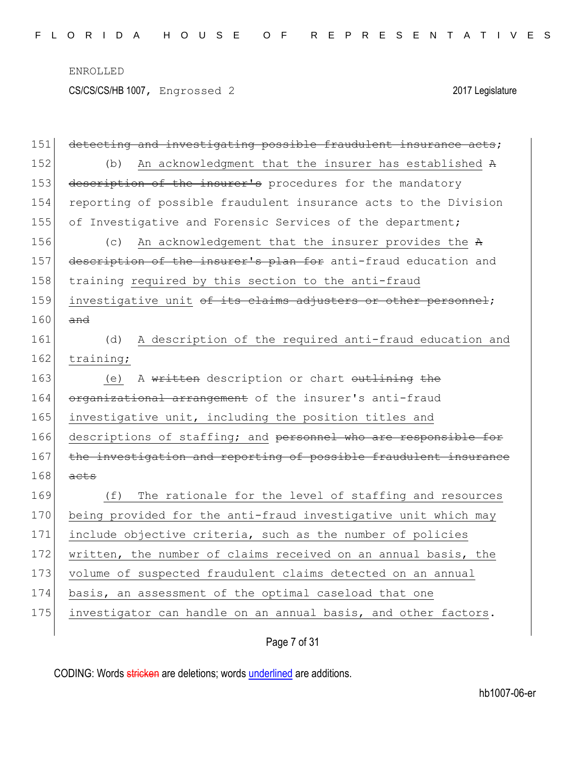~~detecting and investigating possible fraudulent insurance acts~~;

(b) <u>An acknowledgment that the insurer has established</u> ~~A description of the insurer's~~ procedures for the mandatory reporting of possible fraudulent insurance acts to the Division of Investigative and Forensic Services of the department;

(c) <u>An acknowledgement that the insurer provides the</u> ~~A description of the insurer's plan for~~ anti-fraud education and training <u>required by this section to the anti-fraud investigative unit</u> ~~of its claims adjusters or other personnel~~; ~~and~~

<u>(d) A description of the required anti-fraud education and training;</u>

<u>(e)</u> A ~~written~~ description or chart ~~outlining the organizational arrangement~~ of the insurer's anti-fraud investigative unit<u>, including the position titles and descriptions of staffing; and</u> ~~personnel who are responsible for the investigation and reporting of possible fraudulent insurance acts~~

<u>(f) The rationale for the level of staffing and resources being provided for the anti-fraud investigative unit which may include objective criteria, such as the number of policies written, the number of claims received on an annual basis, the volume of suspected fraudulent claims detected on an annual basis, an assessment of the optimal caseload that one investigator can handle on an annual basis, and other factors</u>.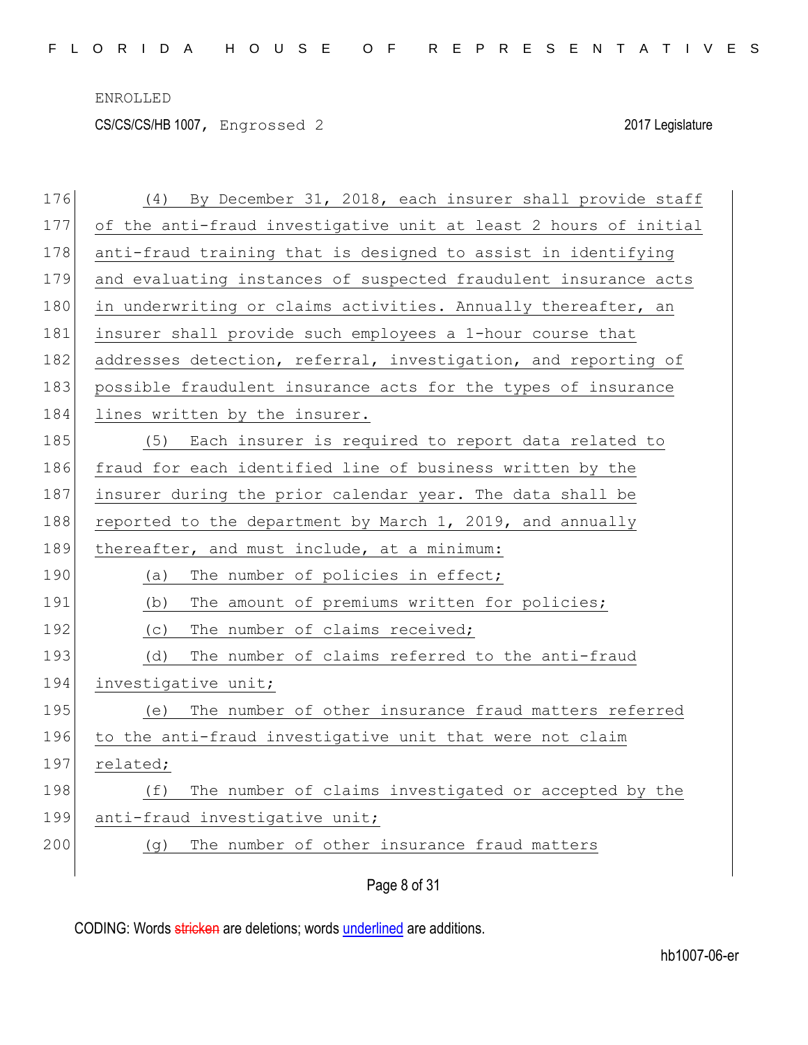(4) By December 31, 2018, each insurer shall provide staff of the anti-fraud investigative unit at least 2 hours of initial anti-fraud training that is designed to assist in identifying and evaluating instances of suspected fraudulent insurance acts in underwriting or claims activities. Annually thereafter, an insurer shall provide such employees a 1-hour course that addresses detection, referral, investigation, and reporting of possible fraudulent insurance acts for the types of insurance lines written by the insurer.

(5) Each insurer is required to report data related to fraud for each identified line of business written by the insurer during the prior calendar year. The data shall be reported to the department by March 1, 2019, and annually thereafter, and must include, at a minimum:

(a) The number of policies in effect;

(b) The amount of premiums written for policies;

(c) The number of claims received;

(d) The number of claims referred to the anti-fraud investigative unit;

(e) The number of other insurance fraud matters referred to the anti-fraud investigative unit that were not claim related;

(f) The number of claims investigated or accepted by the anti-fraud investigative unit;

(g) The number of other insurance fraud matters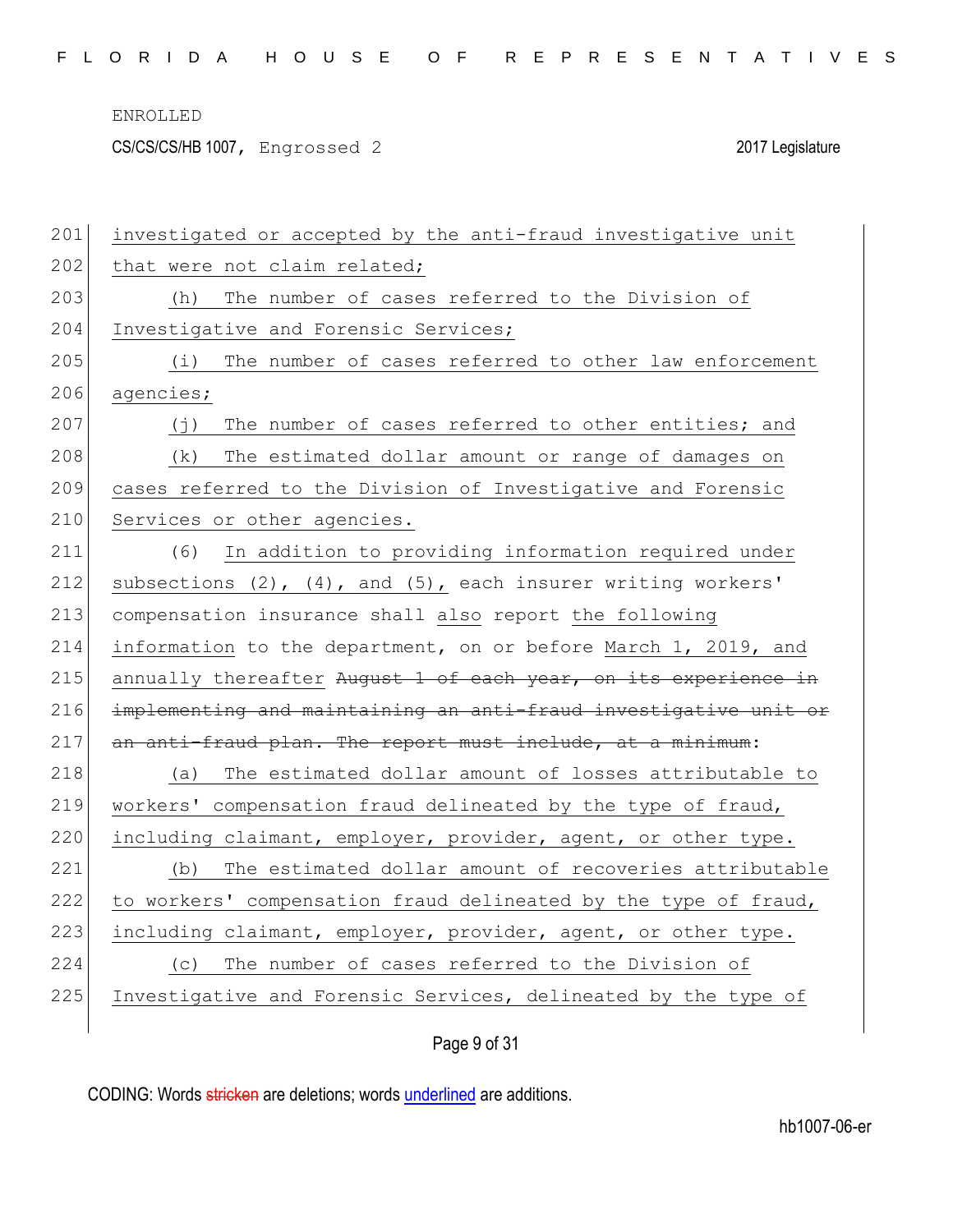investigated or accepted by the anti-fraud investigative unit that were not claim related;

(h) The number of cases referred to the Division of Investigative and Forensic Services;

(i) The number of cases referred to other law enforcement agencies;

(j) The number of cases referred to other entities; and

(k) The estimated dollar amount or range of damages on cases referred to the Division of Investigative and Forensic Services or other agencies.

(6) In addition to providing information required under subsections (2), (4), and (5), each insurer writing workers' compensation insurance shall also report the following information to the department, on or before March 1, 2019, and annually thereafter ~~August 1 of each year, on its experience in implementing and maintaining an anti-fraud investigative unit or an anti-fraud plan. The report must include, at a minimum~~:

(a) The estimated dollar amount of losses attributable to workers' compensation fraud delineated by the type of fraud, including claimant, employer, provider, agent, or other type.

(b) The estimated dollar amount of recoveries attributable to workers' compensation fraud delineated by the type of fraud, including claimant, employer, provider, agent, or other type.

(c) The number of cases referred to the Division of Investigative and Forensic Services, delineated by the type of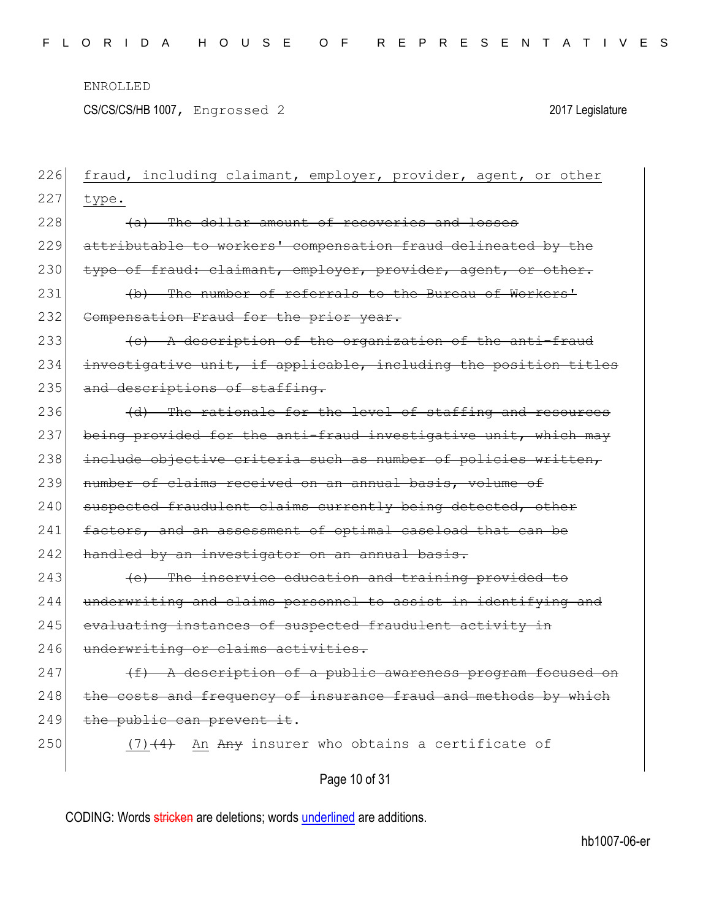fraud, including claimant, employer, provider, agent, or other type.

~~(a) The dollar amount of recoveries and losses attributable to workers' compensation fraud delineated by the type of fraud: claimant, employer, provider, agent, or other.~~

~~(b) The number of referrals to the Bureau of Workers' Compensation Fraud for the prior year.~~

~~(c) A description of the organization of the anti-fraud investigative unit, if applicable, including the position titles and descriptions of staffing.~~

~~(d) The rationale for the level of staffing and resources being provided for the anti-fraud investigative unit, which may include objective criteria such as number of policies written, number of claims received on an annual basis, volume of suspected fraudulent claims currently being detected, other factors, and an assessment of optimal caseload that can be handled by an investigator on an annual basis.~~

~~(e) The inservice education and training provided to underwriting and claims personnel to assist in identifying and evaluating instances of suspected fraudulent activity in underwriting or claims activities.~~

~~(f) A description of a public awareness program focused on the costs and frequency of insurance fraud and methods by which the public can prevent it.~~

(7)~~(4)~~ An ~~Any~~ insurer who obtains a certificate of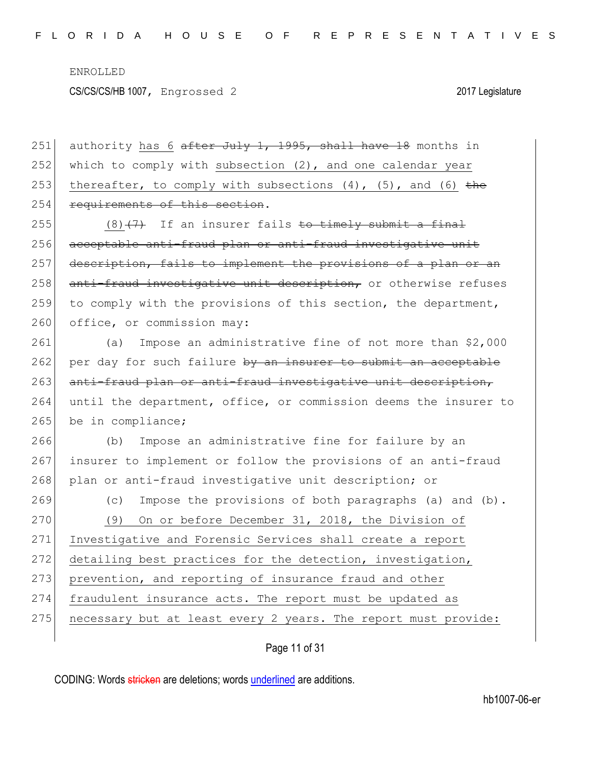authority has 6 ~~after July 1, 1995, shall have 18~~ months in which to comply with subsection (2), and one calendar year thereafter, to comply with subsections (4), (5), and (6) ~~the requirements of this section~~.

(8)~~(7)~~ If an insurer fails ~~to timely submit a final acceptable anti-fraud plan or anti-fraud investigative unit description, fails to implement the provisions of a plan or an anti-fraud investigative unit description,~~ or otherwise refuses to comply with the provisions of this section, the department, office, or commission may:

(a) Impose an administrative fine of not more than $2,000 per day for such failure ~~by an insurer to submit an acceptable anti-fraud plan or anti-fraud investigative unit description,~~ until the department, office, or commission deems the insurer to be in compliance;

(b) Impose an administrative fine for failure by an insurer to implement or follow the provisions of an anti-fraud plan or anti-fraud investigative unit description; or

(c) Impose the provisions of both paragraphs (a) and (b).

(9) On or before December 31, 2018, the Division of Investigative and Forensic Services shall create a report detailing best practices for the detection, investigation, prevention, and reporting of insurance fraud and other fraudulent insurance acts. The report must be updated as necessary but at least every 2 years. The report must provide: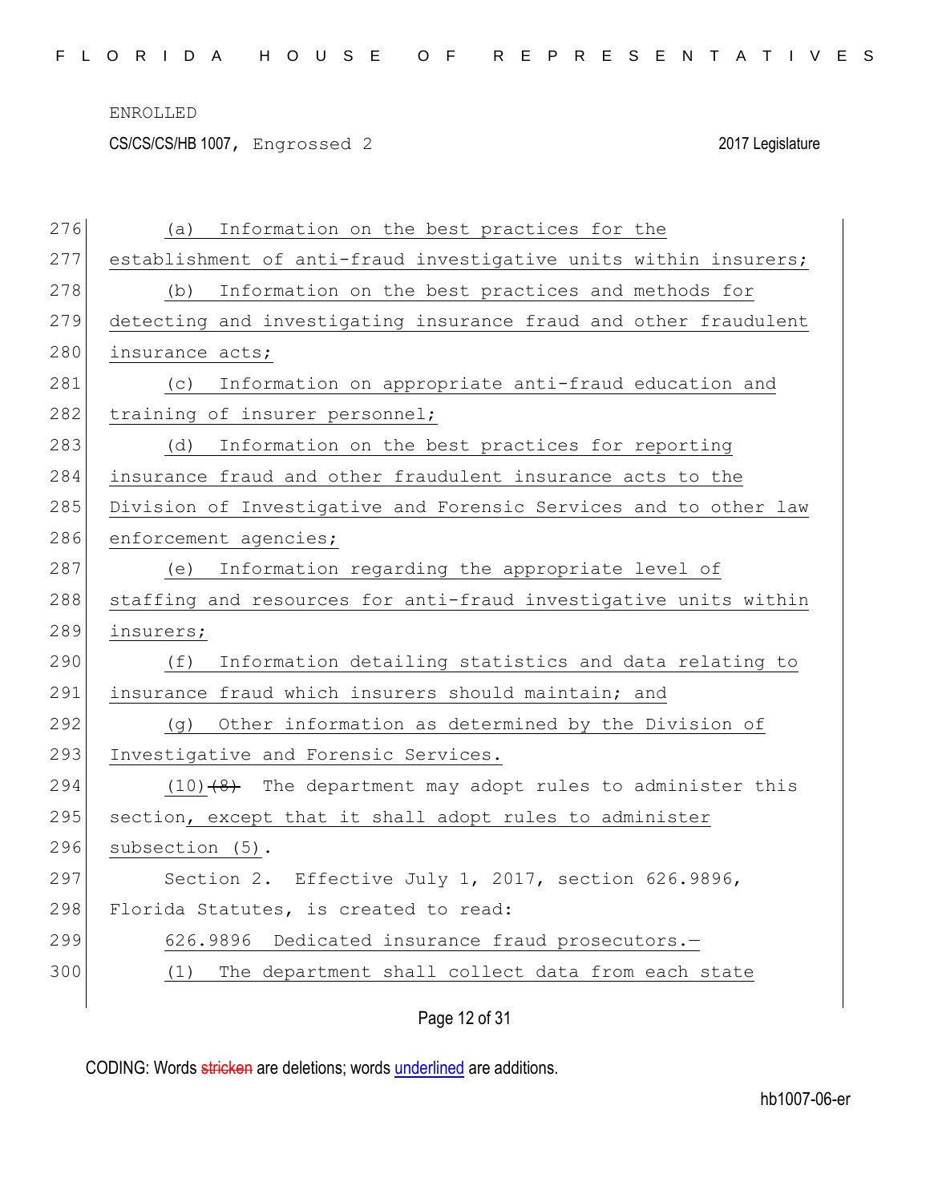(a) Information on the best practices for the establishment of anti-fraud investigative units within insurers;

(b) Information on the best practices and methods for detecting and investigating insurance fraud and other fraudulent insurance acts;

(c) Information on appropriate anti-fraud education and training of insurer personnel;

(d) Information on the best practices for reporting insurance fraud and other fraudulent insurance acts to the Division of Investigative and Forensic Services and to other law enforcement agencies;

(e) Information regarding the appropriate level of staffing and resources for anti-fraud investigative units within insurers;

(f) Information detailing statistics and data relating to insurance fraud which insurers should maintain; and

(g) Other information as determined by the Division of Investigative and Forensic Services.

(10) ~~(8)~~ The department may adopt rules to administer this section, except that it shall adopt rules to administer subsection (5).

Section 2. Effective July 1, 2017, section 626.9896, Florida Statutes, is created to read:

626.9896 Dedicated insurance fraud prosecutors.—

(1) The department shall collect data from each state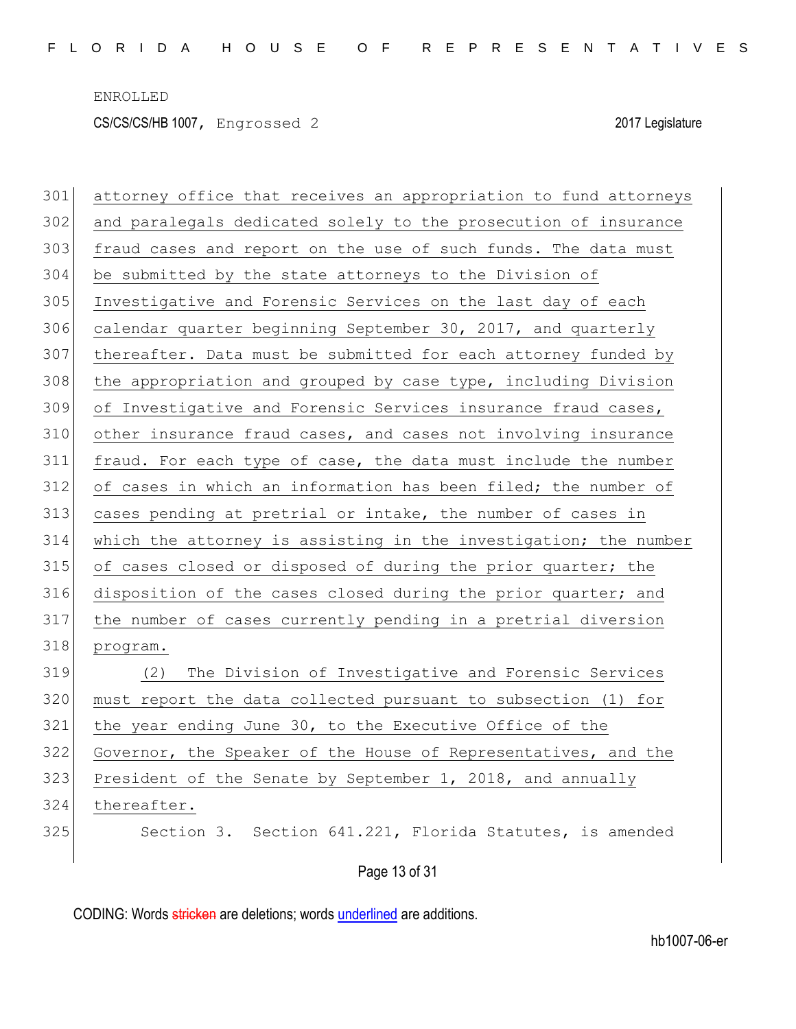attorney office that receives an appropriation to fund attorneys and paralegals dedicated solely to the prosecution of insurance fraud cases and report on the use of such funds. The data must be submitted by the state attorneys to the Division of Investigative and Forensic Services on the last day of each calendar quarter beginning September 30, 2017, and quarterly thereafter. Data must be submitted for each attorney funded by the appropriation and grouped by case type, including Division of Investigative and Forensic Services insurance fraud cases, other insurance fraud cases, and cases not involving insurance fraud. For each type of case, the data must include the number of cases in which an information has been filed; the number of cases pending at pretrial or intake, the number of cases in which the attorney is assisting in the investigation; the number of cases closed or disposed of during the prior quarter; the disposition of the cases closed during the prior quarter; and the number of cases currently pending in a pretrial diversion program.

(2) The Division of Investigative and Forensic Services must report the data collected pursuant to subsection (1) for the year ending June 30, to the Executive Office of the Governor, the Speaker of the House of Representatives, and the President of the Senate by September 1, 2018, and annually thereafter.

Section 3. Section 641.221, Florida Statutes, is amended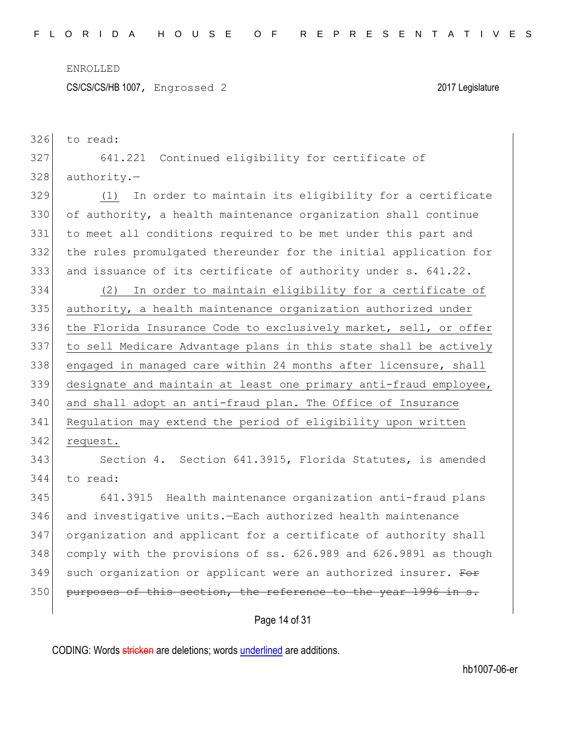to read:

641.221 Continued eligibility for certificate of authority.—

(1) In order to maintain its eligibility for a certificate of authority, a health maintenance organization shall continue to meet all conditions required to be met under this part and the rules promulgated thereunder for the initial application for and issuance of its certificate of authority under s. 641.22.

(2) In order to maintain eligibility for a certificate of authority, a health maintenance organization authorized under the Florida Insurance Code to exclusively market, sell, or offer to sell Medicare Advantage plans in this state shall be actively engaged in managed care within 24 months after licensure, shall designate and maintain at least one primary anti-fraud employee, and shall adopt an anti-fraud plan. The Office of Insurance Regulation may extend the period of eligibility upon written request.

Section 4. Section 641.3915, Florida Statutes, is amended to read:

641.3915 Health maintenance organization anti-fraud plans and investigative units.—Each authorized health maintenance organization and applicant for a certificate of authority shall comply with the provisions of ss. 626.989 and 626.9891 as though such organization or applicant were an authorized insurer. ~~For purposes of this section, the reference to the year 1996 in s.~~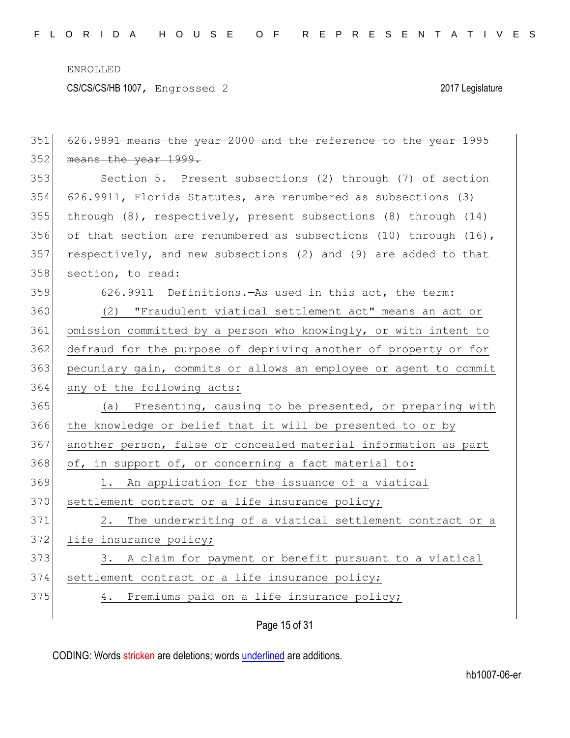~~626.9891 means the year 2000 and the reference to the year 1995 means the year 1999.~~

Section 5. Present subsections (2) through (7) of section 626.9911, Florida Statutes, are renumbered as subsections (3) through (8), respectively, present subsections (8) through (14) of that section are renumbered as subsections (10) through (16), respectively, and new subsections (2) and (9) are added to that section, to read:

626.9911 Definitions.—As used in this act, the term:

<u>(2) "Fraudulent viatical settlement act" means an act or omission committed by a person who knowingly, or with intent to defraud for the purpose of depriving another of property or for pecuniary gain, commits or allows an employee or agent to commit any of the following acts:</u>

<u>(a) Presenting, causing to be presented, or preparing with the knowledge or belief that it will be presented to or by another person, false or concealed material information as part of, in support of, or concerning a fact material to:</u>

<u>1. An application for the issuance of a viatical settlement contract or a life insurance policy;</u>

<u>2. The underwriting of a viatical settlement contract or a life insurance policy;</u>

<u>3. A claim for payment or benefit pursuant to a viatical settlement contract or a life insurance policy;</u>

<u>4. Premiums paid on a life insurance policy;</u>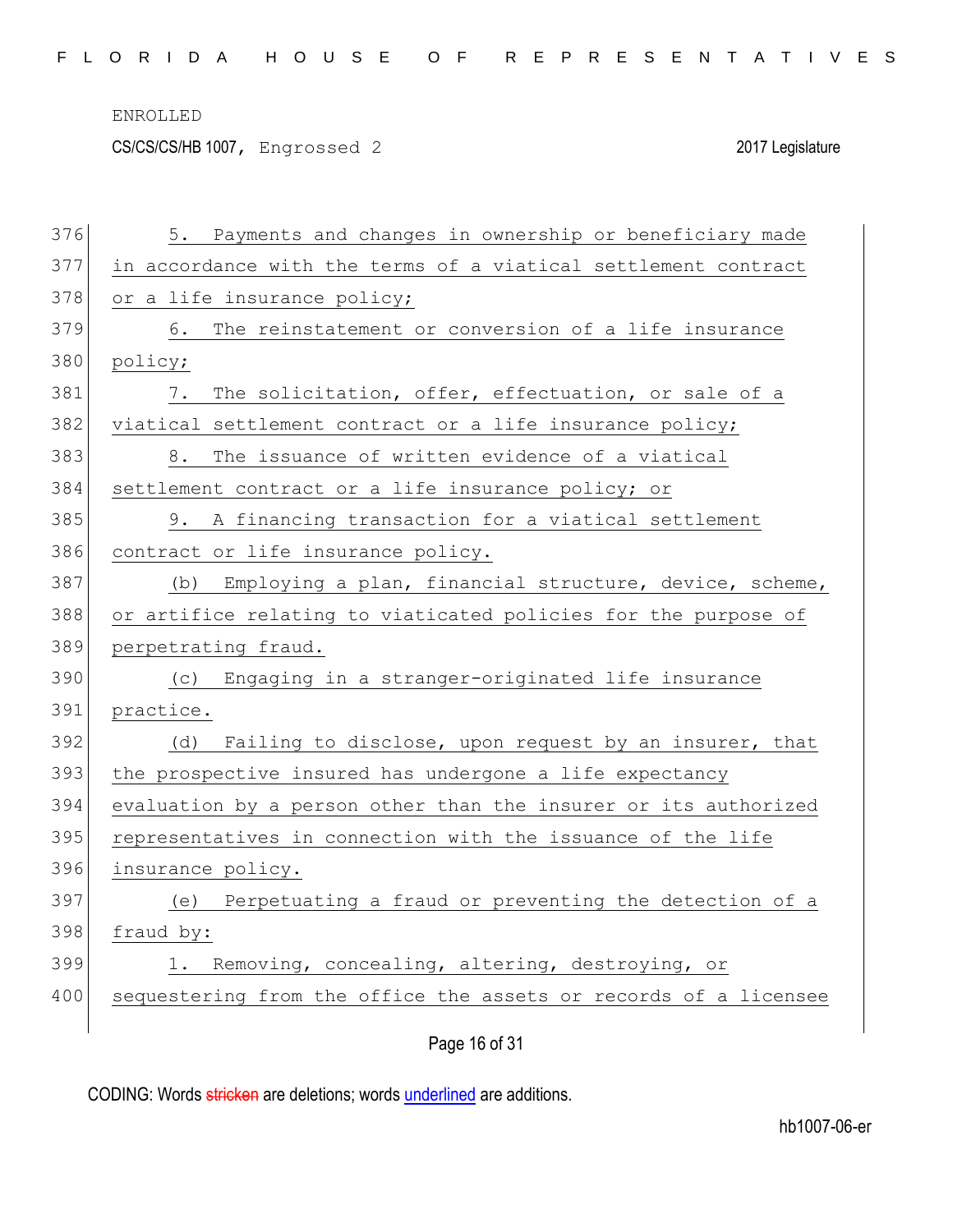5. Payments and changes in ownership or beneficiary made in accordance with the terms of a viatical settlement contract or a life insurance policy;

6. The reinstatement or conversion of a life insurance policy;

7. The solicitation, offer, effectuation, or sale of a viatical settlement contract or a life insurance policy;

8. The issuance of written evidence of a viatical settlement contract or a life insurance policy; or

9. A financing transaction for a viatical settlement contract or life insurance policy.

(b) Employing a plan, financial structure, device, scheme, or artifice relating to viaticated policies for the purpose of perpetrating fraud.

(c) Engaging in a stranger-originated life insurance practice.

(d) Failing to disclose, upon request by an insurer, that the prospective insured has undergone a life expectancy evaluation by a person other than the insurer or its authorized representatives in connection with the issuance of the life insurance policy.

(e) Perpetuating a fraud or preventing the detection of a fraud by:

1. Removing, concealing, altering, destroying, or sequestering from the office the assets or records of a licensee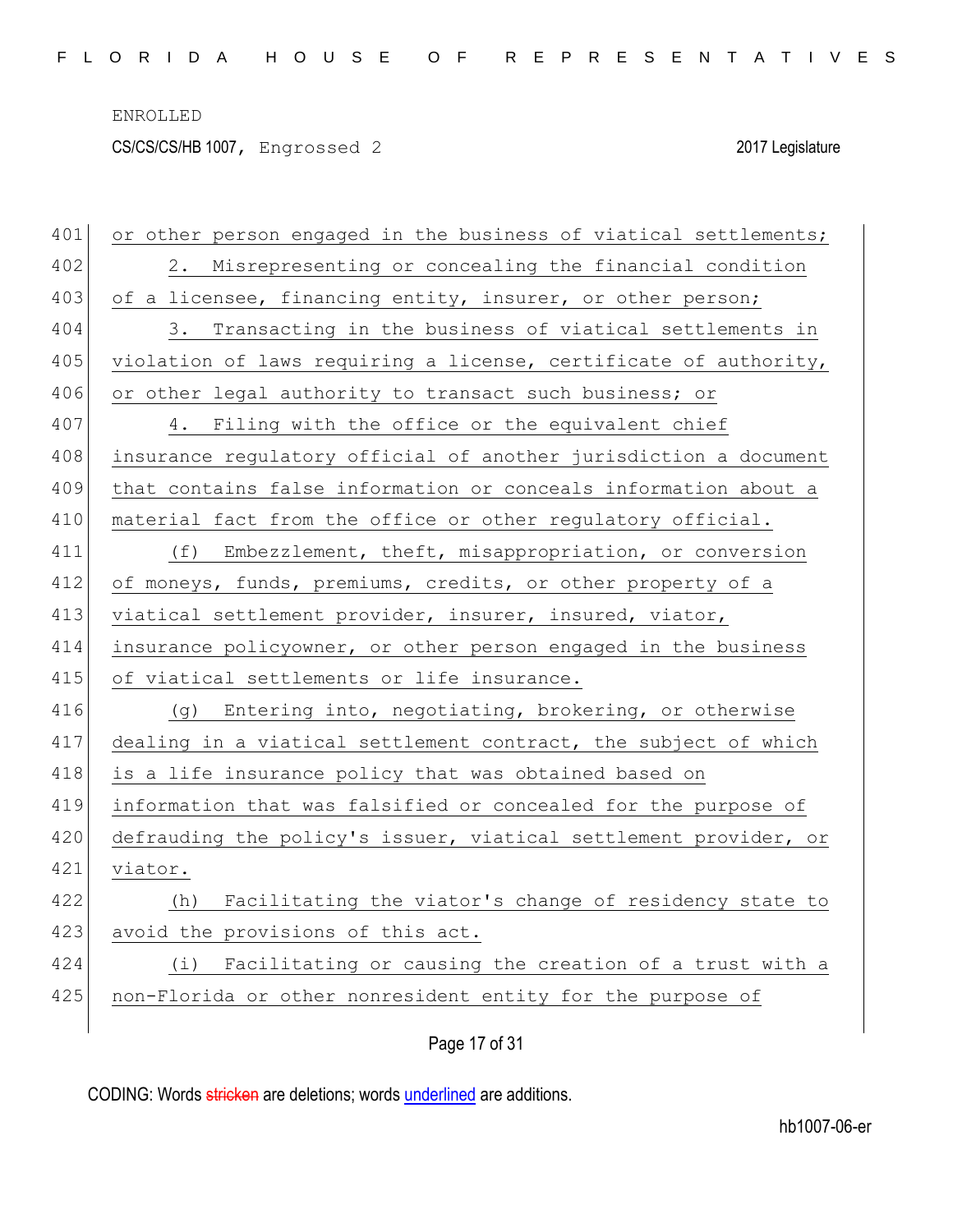or other person engaged in the business of viatical settlements;

2. Misrepresenting or concealing the financial condition of a licensee, financing entity, insurer, or other person;

3. Transacting in the business of viatical settlements in violation of laws requiring a license, certificate of authority, or other legal authority to transact such business; or

4. Filing with the office or the equivalent chief insurance regulatory official of another jurisdiction a document that contains false information or conceals information about a material fact from the office or other regulatory official.

(f) Embezzlement, theft, misappropriation, or conversion of moneys, funds, premiums, credits, or other property of a viatical settlement provider, insurer, insured, viator, insurance policyowner, or other person engaged in the business of viatical settlements or life insurance.

(g) Entering into, negotiating, brokering, or otherwise dealing in a viatical settlement contract, the subject of which is a life insurance policy that was obtained based on information that was falsified or concealed for the purpose of defrauding the policy's issuer, viatical settlement provider, or viator.

(h) Facilitating the viator's change of residency state to avoid the provisions of this act.

(i) Facilitating or causing the creation of a trust with a non-Florida or other nonresident entity for the purpose of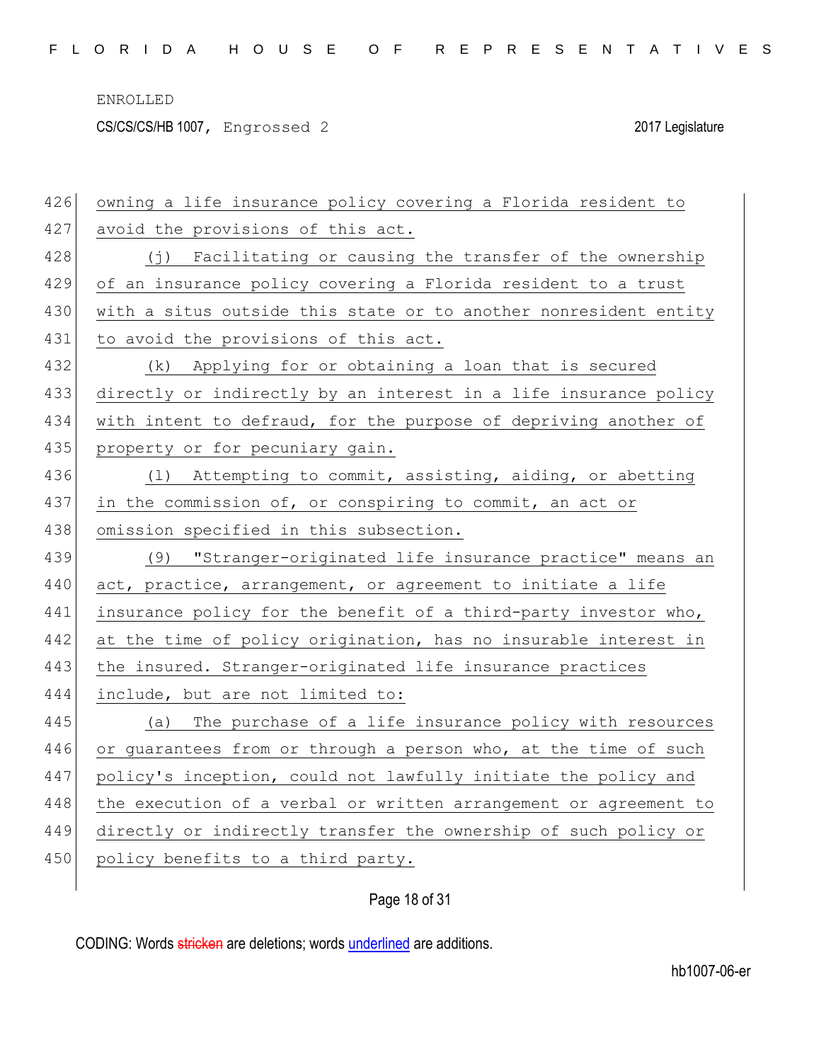owning a life insurance policy covering a Florida resident to avoid the provisions of this act.

(j) Facilitating or causing the transfer of the ownership of an insurance policy covering a Florida resident to a trust with a situs outside this state or to another nonresident entity to avoid the provisions of this act.

(k) Applying for or obtaining a loan that is secured directly or indirectly by an interest in a life insurance policy with intent to defraud, for the purpose of depriving another of property or for pecuniary gain.

(l) Attempting to commit, assisting, aiding, or abetting in the commission of, or conspiring to commit, an act or omission specified in this subsection.

(9) "Stranger-originated life insurance practice" means an act, practice, arrangement, or agreement to initiate a life insurance policy for the benefit of a third-party investor who, at the time of policy origination, has no insurable interest in the insured. Stranger-originated life insurance practices include, but are not limited to:

(a) The purchase of a life insurance policy with resources or guarantees from or through a person who, at the time of such policy's inception, could not lawfully initiate the policy and the execution of a verbal or written arrangement or agreement to directly or indirectly transfer the ownership of such policy or policy benefits to a third party.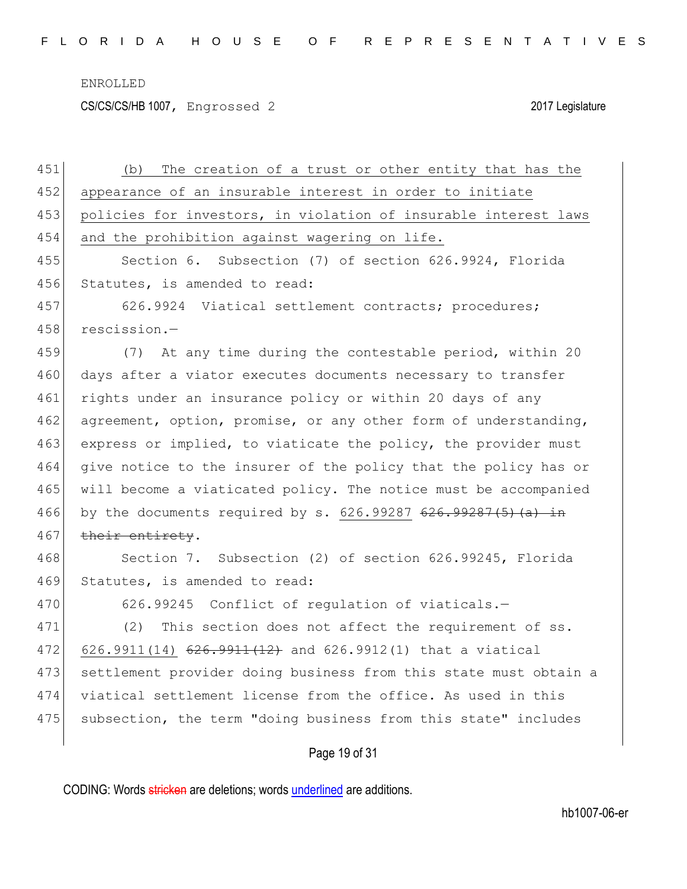(b) The creation of a trust or other entity that has the appearance of an insurable interest in order to initiate policies for investors, in violation of insurable interest laws and the prohibition against wagering on life.

Section 6. Subsection (7) of section 626.9924, Florida Statutes, is amended to read:

626.9924 Viatical settlement contracts; procedures; rescission.—

(7) At any time during the contestable period, within 20 days after a viator executes documents necessary to transfer rights under an insurance policy or within 20 days of any agreement, option, promise, or any other form of understanding, express or implied, to viaticate the policy, the provider must give notice to the insurer of the policy that the policy has or will become a viaticated policy. The notice must be accompanied by the documents required by s. 626.99287 ~~626.99287(5)(a) in their entirety~~.

Section 7. Subsection (2) of section 626.99245, Florida Statutes, is amended to read:

626.99245 Conflict of regulation of viaticals.—

(2) This section does not affect the requirement of ss. 626.9911(14) ~~626.9911(12)~~ and 626.9912(1) that a viatical settlement provider doing business from this state must obtain a viatical settlement license from the office. As used in this subsection, the term "doing business from this state" includes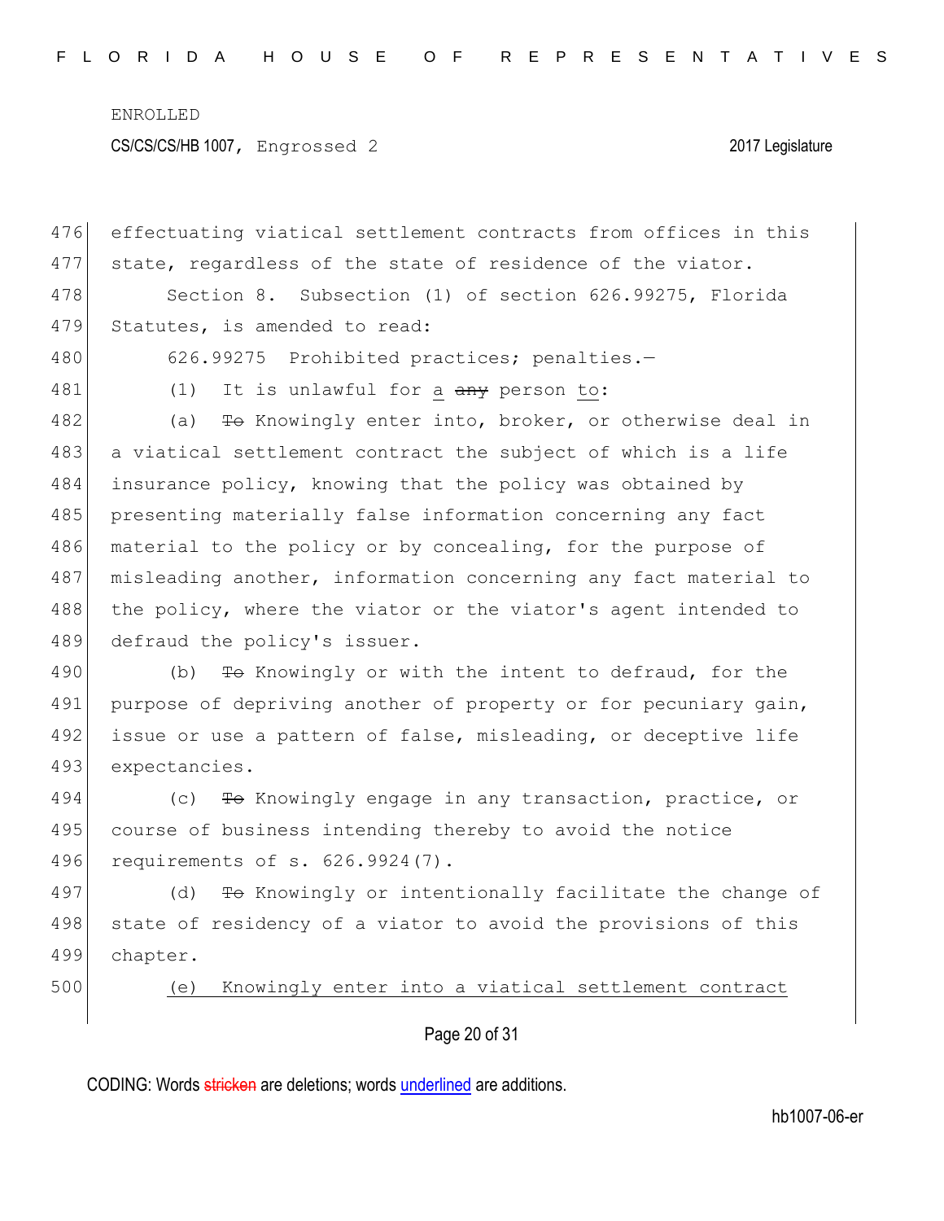effectuating viatical settlement contracts from offices in this state, regardless of the state of residence of the viator.

Section 8. Subsection (1) of section 626.99275, Florida Statutes, is amended to read:

626.99275 Prohibited practices; penalties.—

(1) It is unlawful for a ~~any~~ person to:

(a) ~~To~~ Knowingly enter into, broker, or otherwise deal in a viatical settlement contract the subject of which is a life insurance policy, knowing that the policy was obtained by presenting materially false information concerning any fact material to the policy or by concealing, for the purpose of misleading another, information concerning any fact material to the policy, where the viator or the viator's agent intended to defraud the policy's issuer.

(b) ~~To~~ Knowingly or with the intent to defraud, for the purpose of depriving another of property or for pecuniary gain, issue or use a pattern of false, misleading, or deceptive life expectancies.

(c) ~~To~~ Knowingly engage in any transaction, practice, or course of business intending thereby to avoid the notice requirements of s. 626.9924(7).

(d) ~~To~~ Knowingly or intentionally facilitate the change of state of residency of a viator to avoid the provisions of this chapter.

(e) Knowingly enter into a viatical settlement contract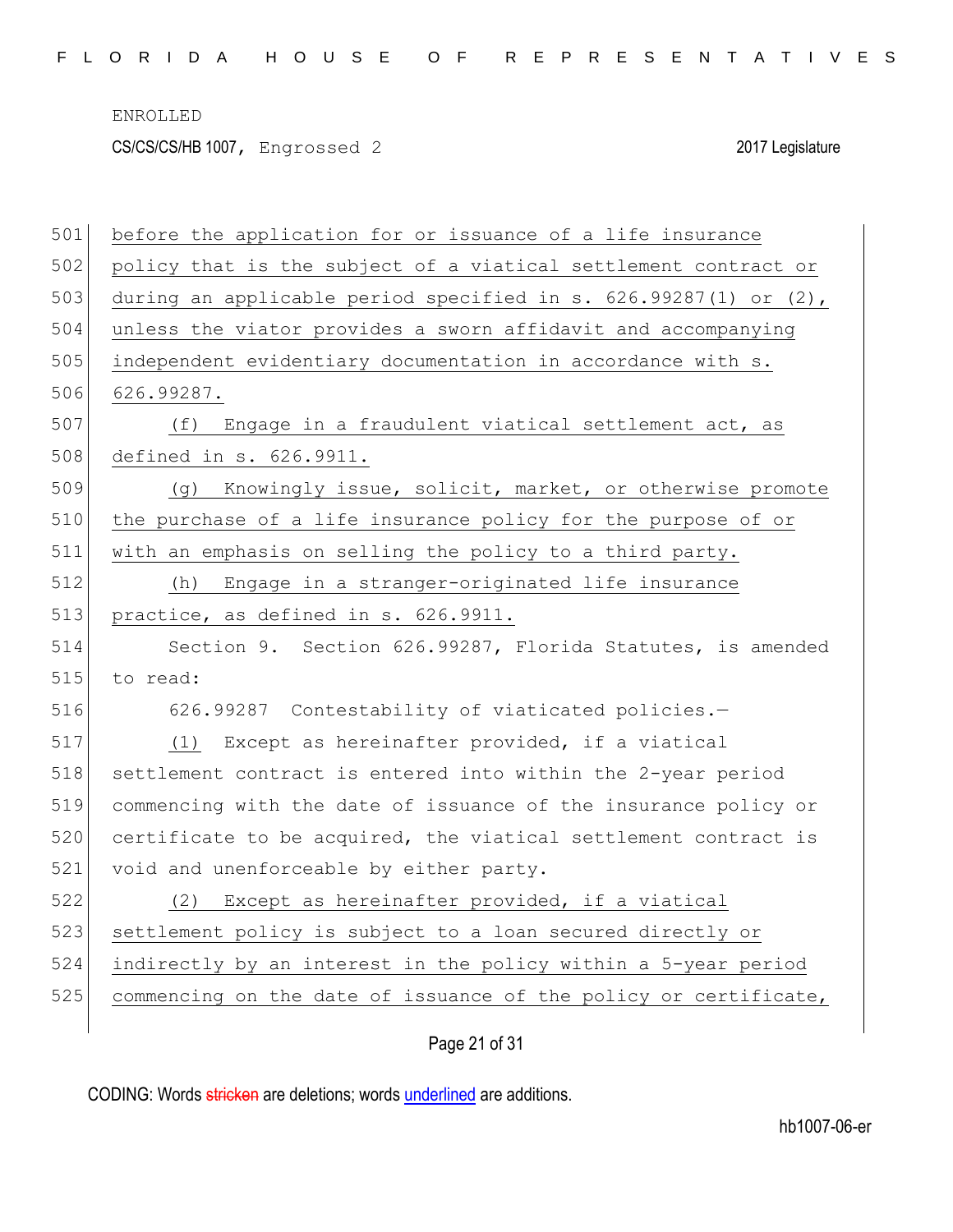before the application for or issuance of a life insurance policy that is the subject of a viatical settlement contract or during an applicable period specified in s. 626.99287(1) or (2), unless the viator provides a sworn affidavit and accompanying independent evidentiary documentation in accordance with s. 626.99287.

(f) Engage in a fraudulent viatical settlement act, as defined in s. 626.9911.

(g) Knowingly issue, solicit, market, or otherwise promote the purchase of a life insurance policy for the purpose of or with an emphasis on selling the policy to a third party.

(h) Engage in a stranger-originated life insurance practice, as defined in s. 626.9911.

Section 9. Section 626.99287, Florida Statutes, is amended to read:

626.99287 Contestability of viaticated policies.—

(1) Except as hereinafter provided, if a viatical settlement contract is entered into within the 2-year period commencing with the date of issuance of the insurance policy or certificate to be acquired, the viatical settlement contract is void and unenforceable by either party.

(2) Except as hereinafter provided, if a viatical settlement policy is subject to a loan secured directly or indirectly by an interest in the policy within a 5-year period commencing on the date of issuance of the policy or certificate,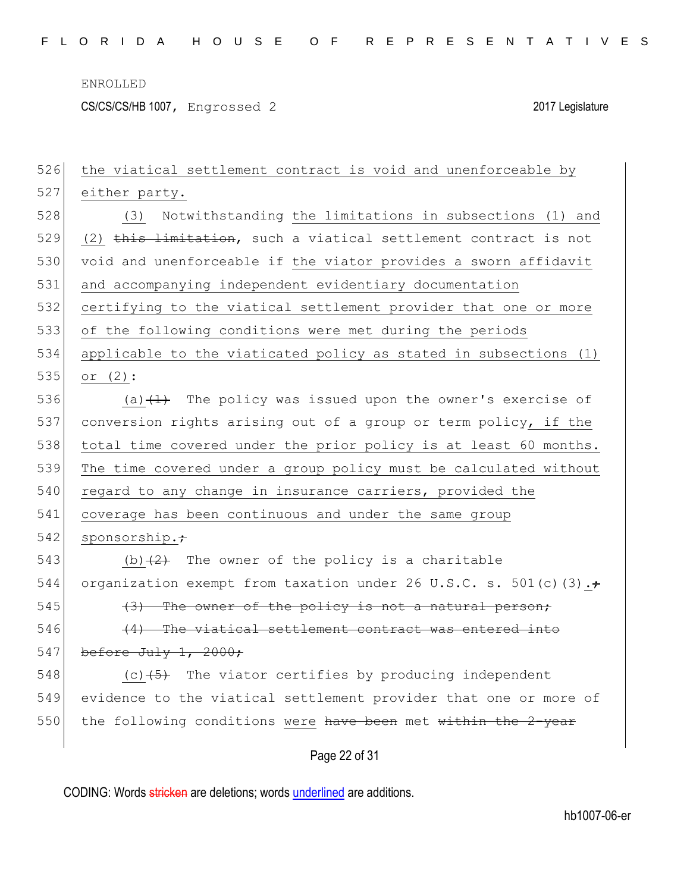526 the viatical settlement contract is void and unenforceable by
527 either party.

528 (3) Notwithstanding the limitations in subsections (1) and
529 (2) ~~this limitation~~, such a viatical settlement contract is not
530 void and unenforceable if the viator provides a sworn affidavit
531 and accompanying independent evidentiary documentation
532 certifying to the viatical settlement provider that one or more
533 of the following conditions were met during the periods
534 applicable to the viaticated policy as stated in subsections (1)
535 or (2):

536 (a)~~(1)~~ The policy was issued upon the owner's exercise of
537 conversion rights arising out of a group or term policy, if the
538 total time covered under the prior policy is at least 60 months.
539 The time covered under a group policy must be calculated without
540 regard to any change in insurance carriers, provided the
541 coverage has been continuous and under the same group
542 sponsorship.~~;~~

543 (b)~~(2)~~ The owner of the policy is a charitable
544 organization exempt from taxation under 26 U.S.C. s. 501(c)(3).~~;~~

545 ~~(3) The owner of the policy is not a natural person;~~

546 ~~(4) The viatical settlement contract was entered into~~
547 ~~before July 1, 2000;~~

548 (c)~~(5)~~ The viator certifies by producing independent
549 evidence to the viatical settlement provider that one or more of
550 the following conditions were ~~have been~~ met ~~within the 2-year~~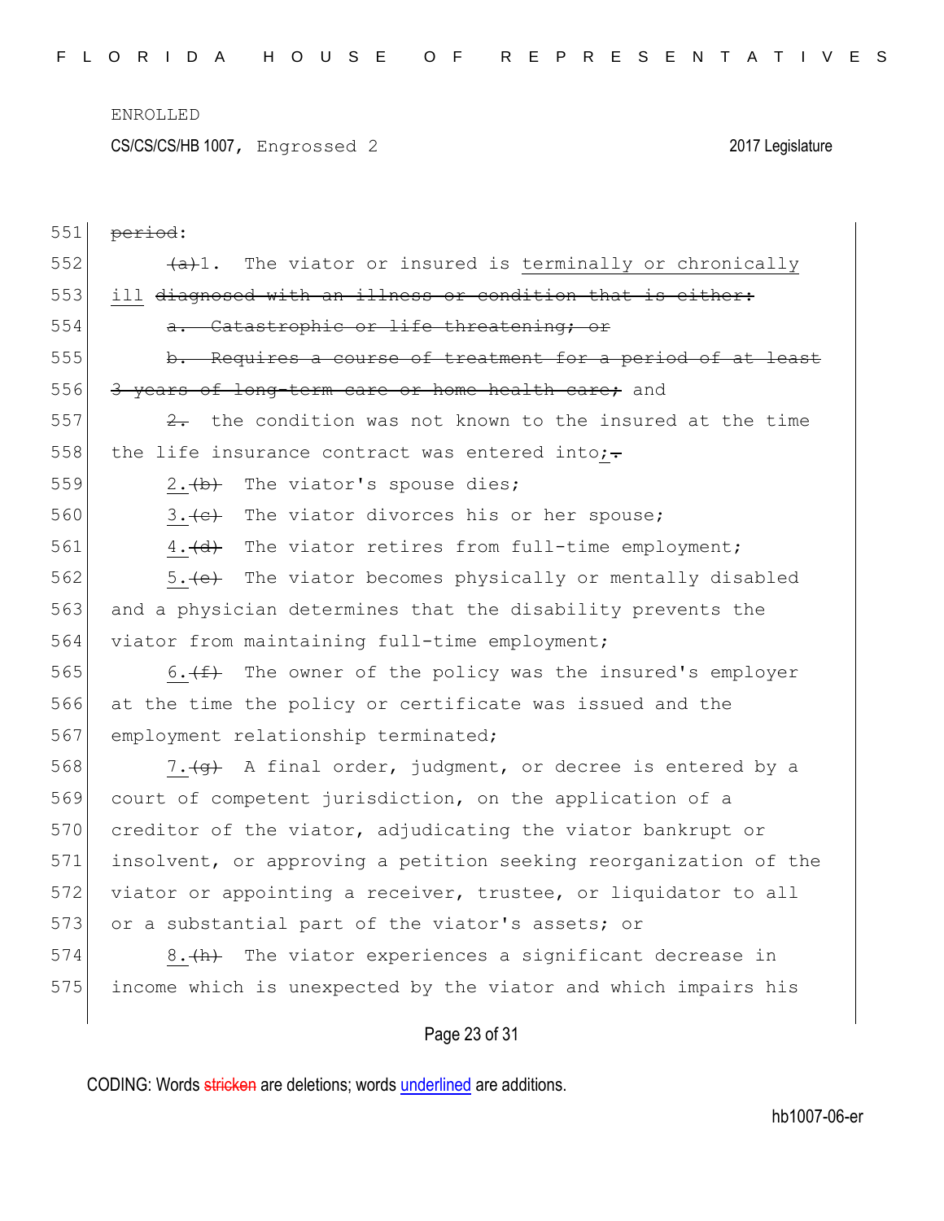ENROLLED

CS/CS/CS/HB 1007, Engrossed 2 2017 Legislature

551 ~~period~~:

552 ~~(a)~~1. The viator or insured is <u>terminally or chronically</u>

553 <u>ill</u> ~~diagnosed with an illness or condition that is either:~~

554 ~~a. Catastrophic or life threatening; or~~

555 ~~b. Requires a course of treatment for a period of at least~~

556 ~~3 years of long-term care or home health care;~~ and

557 ~~2.~~ the condition was not known to the insured at the time

558 the life insurance contract was entered into<u>;</u>~~.~~

559 <u>2.</u>~~(b)~~ The viator's spouse dies;

560 <u>3.</u>~~(c)~~ The viator divorces his or her spouse;

561 <u>4.</u>~~(d)~~ The viator retires from full-time employment;

562 <u>5.</u>~~(e)~~ The viator becomes physically or mentally disabled

563 and a physician determines that the disability prevents the

564 viator from maintaining full-time employment;

565 <u>6.</u>~~(f)~~ The owner of the policy was the insured's employer

566 at the time the policy or certificate was issued and the

567 employment relationship terminated;

568 <u>7.</u>~~(g)~~ A final order, judgment, or decree is entered by a

569 court of competent jurisdiction, on the application of a

570 creditor of the viator, adjudicating the viator bankrupt or

571 insolvent, or approving a petition seeking reorganization of the

572 viator or appointing a receiver, trustee, or liquidator to all

573 or a substantial part of the viator's assets; or

574 <u>8.</u>~~(h)~~ The viator experiences a significant decrease in

575 income which is unexpected by the viator and which impairs his

CODING: Words ~~stricken~~ are deletions; words <u>underlined</u> are additions.

hb1007-06-er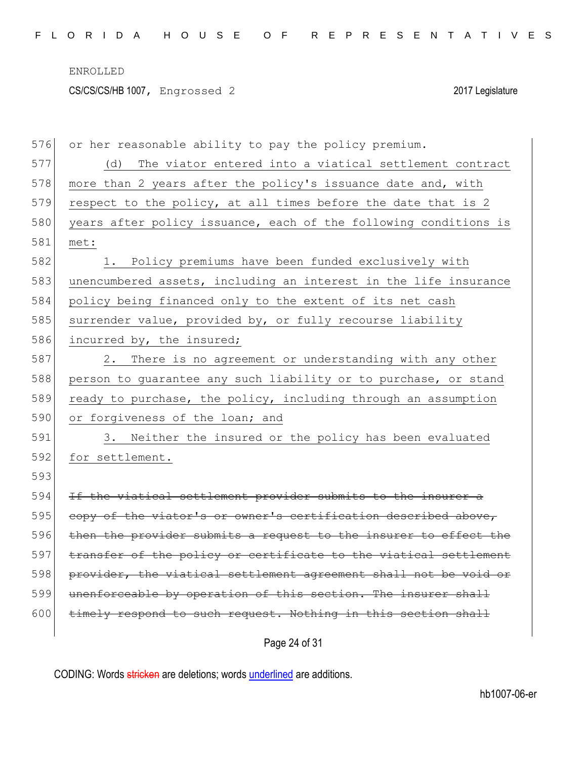or her reasonable ability to pay the policy premium.

<u>(d) The viator entered into a viatical settlement contract more than 2 years after the policy's issuance date and, with respect to the policy, at all times before the date that is 2 years after policy issuance, each of the following conditions is met:</u>

<u>1. Policy premiums have been funded exclusively with unencumbered assets, including an interest in the life insurance policy being financed only to the extent of its net cash surrender value, provided by, or fully recourse liability incurred by, the insured;</u>

<u>2. There is no agreement or understanding with any other person to guarantee any such liability or to purchase, or stand ready to purchase, the policy, including through an assumption or forgiveness of the loan; and</u>

<u>3. Neither the insured or the policy has been evaluated for settlement.</u>

~~If the viatical settlement provider submits to the insurer a copy of the viator's or owner's certification described above, then the provider submits a request to the insurer to effect the transfer of the policy or certificate to the viatical settlement provider, the viatical settlement agreement shall not be void or unenforceable by operation of this section. The insurer shall timely respond to such request. Nothing in this section shall~~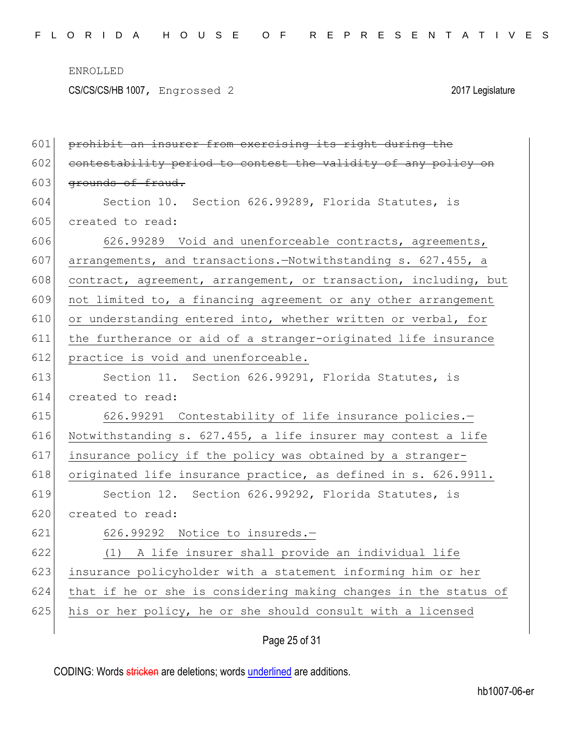~~prohibit an insurer from exercising its right during the contestability period to contest the validity of any policy on grounds of fraud.~~

Section 10. Section 626.99289, Florida Statutes, is created to read:

<u>626.99289 Void and unenforceable contracts, agreements, arrangements, and transactions.—Notwithstanding s. 627.455, a contract, agreement, arrangement, or transaction, including, but not limited to, a financing agreement or any other arrangement or understanding entered into, whether written or verbal, for the furtherance or aid of a stranger-originated life insurance practice is void and unenforceable.</u>

Section 11. Section 626.99291, Florida Statutes, is created to read:

<u>626.99291 Contestability of life insurance policies.—Notwithstanding s. 627.455, a life insurer may contest a life insurance policy if the policy was obtained by a stranger-originated life insurance practice, as defined in s. 626.9911.</u>

Section 12. Section 626.99292, Florida Statutes, is created to read:

<u>626.99292 Notice to insureds.—</u>

<u>(1) A life insurer shall provide an individual life insurance policyholder with a statement informing him or her that if he or she is considering making changes in the status of his or her policy, he or she should consult with a licensed</u>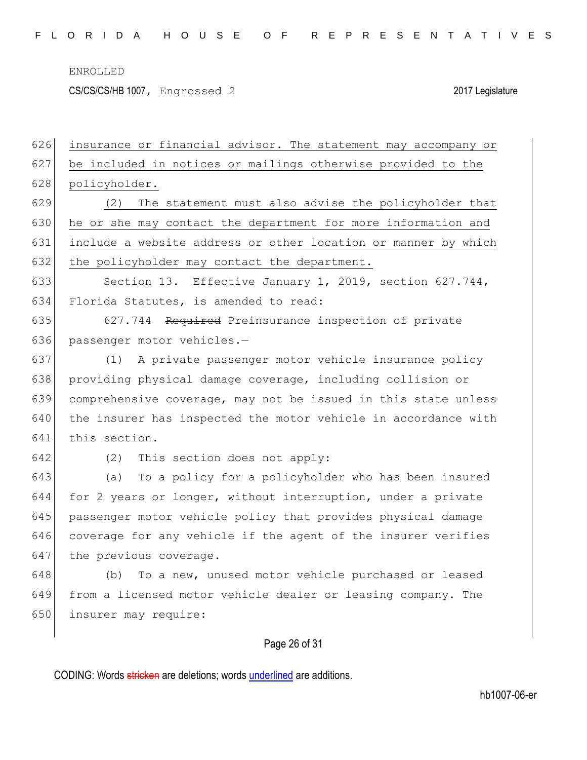insurance or financial advisor. The statement may accompany or be included in notices or mailings otherwise provided to the policyholder.

(2) The statement must also advise the policyholder that he or she may contact the department for more information and include a website address or other location or manner by which the policyholder may contact the department.

Section 13. Effective January 1, 2019, section 627.744, Florida Statutes, is amended to read:

627.744 ~~Required~~ Preinsurance inspection of private passenger motor vehicles.—

(1) A private passenger motor vehicle insurance policy providing physical damage coverage, including collision or comprehensive coverage, may not be issued in this state unless the insurer has inspected the motor vehicle in accordance with this section.

(2) This section does not apply:

(a) To a policy for a policyholder who has been insured for 2 years or longer, without interruption, under a private passenger motor vehicle policy that provides physical damage coverage for any vehicle if the agent of the insurer verifies the previous coverage.

(b) To a new, unused motor vehicle purchased or leased from a licensed motor vehicle dealer or leasing company. The insurer may require: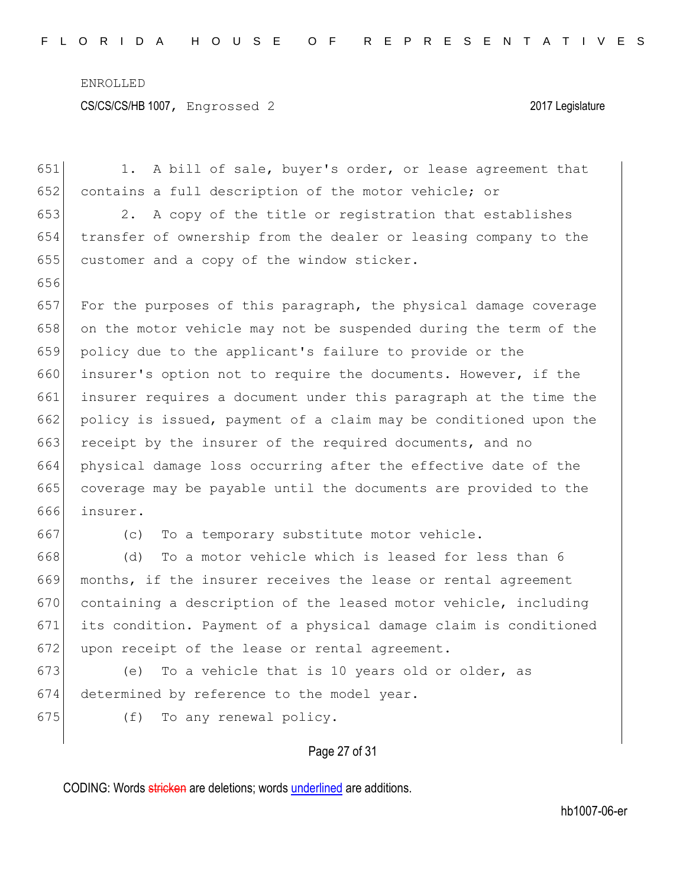1. A bill of sale, buyer's order, or lease agreement that contains a full description of the motor vehicle; or

2. A copy of the title or registration that establishes transfer of ownership from the dealer or leasing company to the customer and a copy of the window sticker.

For the purposes of this paragraph, the physical damage coverage on the motor vehicle may not be suspended during the term of the policy due to the applicant's failure to provide or the insurer's option not to require the documents. However, if the insurer requires a document under this paragraph at the time the policy is issued, payment of a claim may be conditioned upon the receipt by the insurer of the required documents, and no physical damage loss occurring after the effective date of the coverage may be payable until the documents are provided to the insurer.

(c) To a temporary substitute motor vehicle.

(d) To a motor vehicle which is leased for less than 6 months, if the insurer receives the lease or rental agreement containing a description of the leased motor vehicle, including its condition. Payment of a physical damage claim is conditioned upon receipt of the lease or rental agreement.

(e) To a vehicle that is 10 years old or older, as determined by reference to the model year.

(f) To any renewal policy.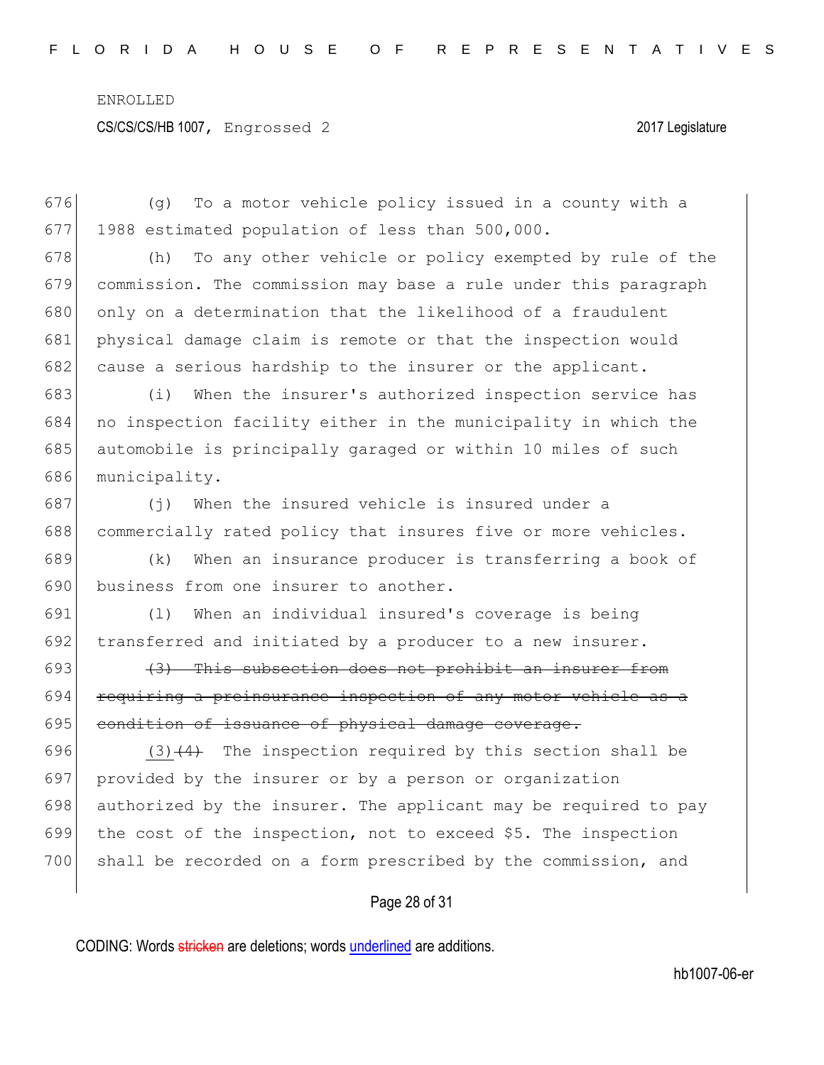(g) To a motor vehicle policy issued in a county with a 1988 estimated population of less than 500,000.

(h) To any other vehicle or policy exempted by rule of the commission. The commission may base a rule under this paragraph only on a determination that the likelihood of a fraudulent physical damage claim is remote or that the inspection would cause a serious hardship to the insurer or the applicant.

(i) When the insurer's authorized inspection service has no inspection facility either in the municipality in which the automobile is principally garaged or within 10 miles of such municipality.

(j) When the insured vehicle is insured under a commercially rated policy that insures five or more vehicles.

(k) When an insurance producer is transferring a book of business from one insurer to another.

(l) When an individual insured's coverage is being transferred and initiated by a producer to a new insurer.

~~(3) This subsection does not prohibit an insurer from requiring a preinsurance inspection of any motor vehicle as a condition of issuance of physical damage coverage.~~

(3) ~~(4)~~ The inspection required by this section shall be provided by the insurer or by a person or organization authorized by the insurer. The applicant may be required to pay the cost of the inspection, not to exceed $5. The inspection shall be recorded on a form prescribed by the commission, and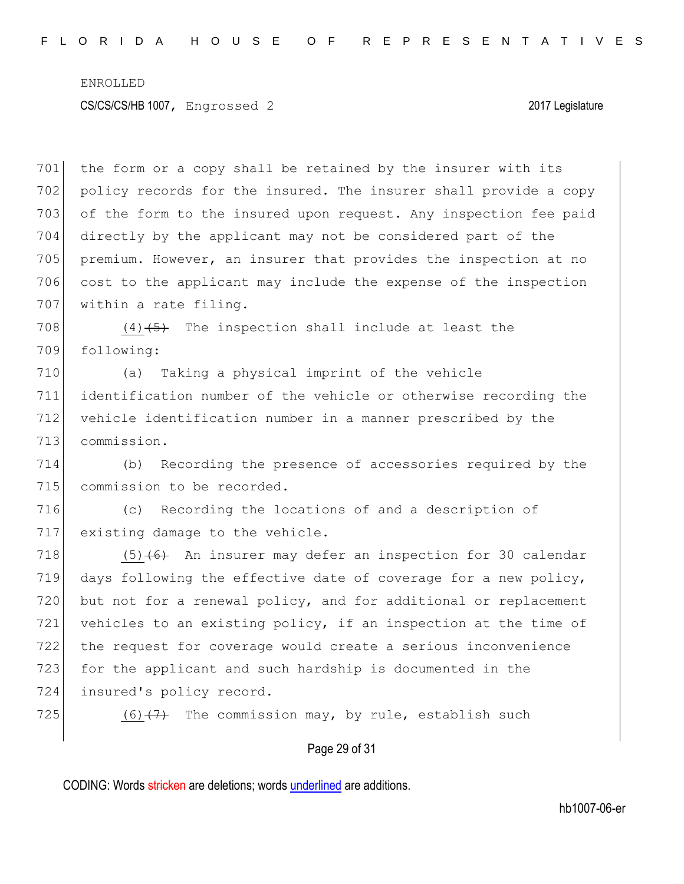the form or a copy shall be retained by the insurer with its policy records for the insured. The insurer shall provide a copy of the form to the insured upon request. Any inspection fee paid directly by the applicant may not be considered part of the premium. However, an insurer that provides the inspection at no cost to the applicant may include the expense of the inspection within a rate filing.

(4) ~~(5)~~ The inspection shall include at least the following:

(a) Taking a physical imprint of the vehicle identification number of the vehicle or otherwise recording the vehicle identification number in a manner prescribed by the commission.

(b) Recording the presence of accessories required by the commission to be recorded.

(c) Recording the locations of and a description of existing damage to the vehicle.

(5) ~~(6)~~ An insurer may defer an inspection for 30 calendar days following the effective date of coverage for a new policy, but not for a renewal policy, and for additional or replacement vehicles to an existing policy, if an inspection at the time of the request for coverage would create a serious inconvenience for the applicant and such hardship is documented in the insured's policy record.

(6) ~~(7)~~ The commission may, by rule, establish such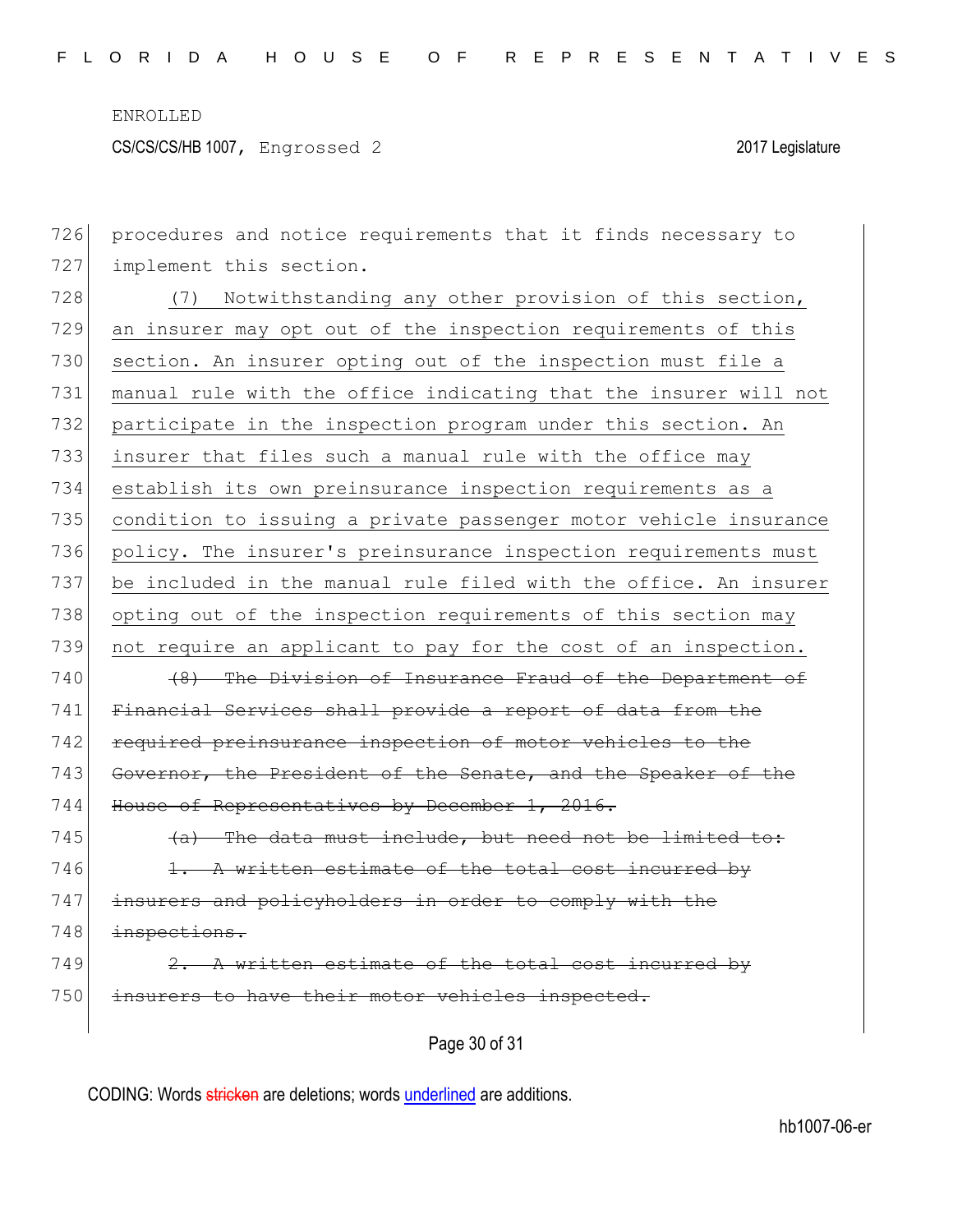procedures and notice requirements that it finds necessary to implement this section.

(7) Notwithstanding any other provision of this section, an insurer may opt out of the inspection requirements of this section. An insurer opting out of the inspection must file a manual rule with the office indicating that the insurer will not participate in the inspection program under this section. An insurer that files such a manual rule with the office may establish its own preinsurance inspection requirements as a condition to issuing a private passenger motor vehicle insurance policy. The insurer's preinsurance inspection requirements must be included in the manual rule filed with the office. An insurer opting out of the inspection requirements of this section may not require an applicant to pay for the cost of an inspection.

~~(8) The Division of Insurance Fraud of the Department of Financial Services shall provide a report of data from the required preinsurance inspection of motor vehicles to the Governor, the President of the Senate, and the Speaker of the House of Representatives by December 1, 2016.~~

~~(a) The data must include, but need not be limited to:~~

~~1. A written estimate of the total cost incurred by insurers and policyholders in order to comply with the inspections.~~

~~2. A written estimate of the total cost incurred by insurers to have their motor vehicles inspected.~~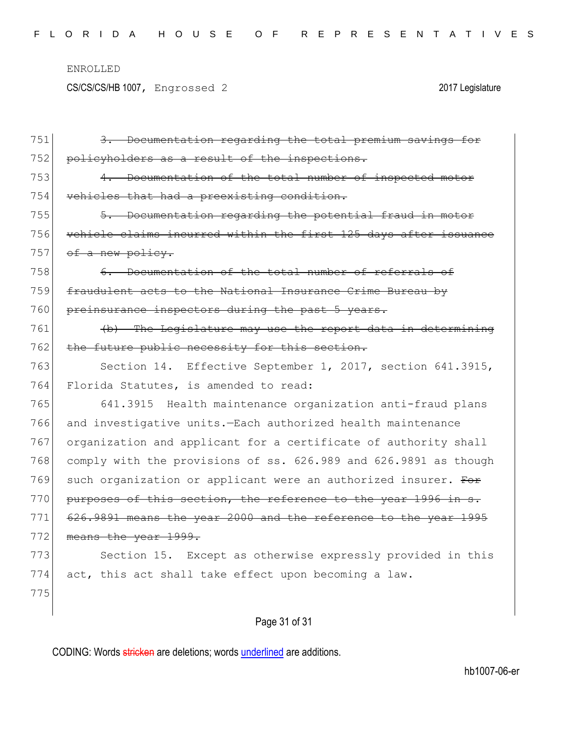~~3. Documentation regarding the total premium savings for policyholders as a result of the inspections.~~

~~4. Documentation of the total number of inspected motor vehicles that had a preexisting condition.~~

~~5. Documentation regarding the potential fraud in motor vehicle claims incurred within the first 125 days after issuance of a new policy.~~

~~6. Documentation of the total number of referrals of fraudulent acts to the National Insurance Crime Bureau by preinsurance inspectors during the past 5 years.~~

~~(b) The Legislature may use the report data in determining the future public necessity for this section.~~

Section 14. Effective September 1, 2017, section 641.3915, Florida Statutes, is amended to read:

641.3915 Health maintenance organization anti-fraud plans and investigative units.—Each authorized health maintenance organization and applicant for a certificate of authority shall comply with the provisions of ss. 626.989 and 626.9891 as though such organization or applicant were an authorized insurer. ~~For purposes of this section, the reference to the year 1996 in s. 626.9891 means the year 2000 and the reference to the year 1995 means the year 1999.~~

Section 15. Except as otherwise expressly provided in this act, this act shall take effect upon becoming a law.